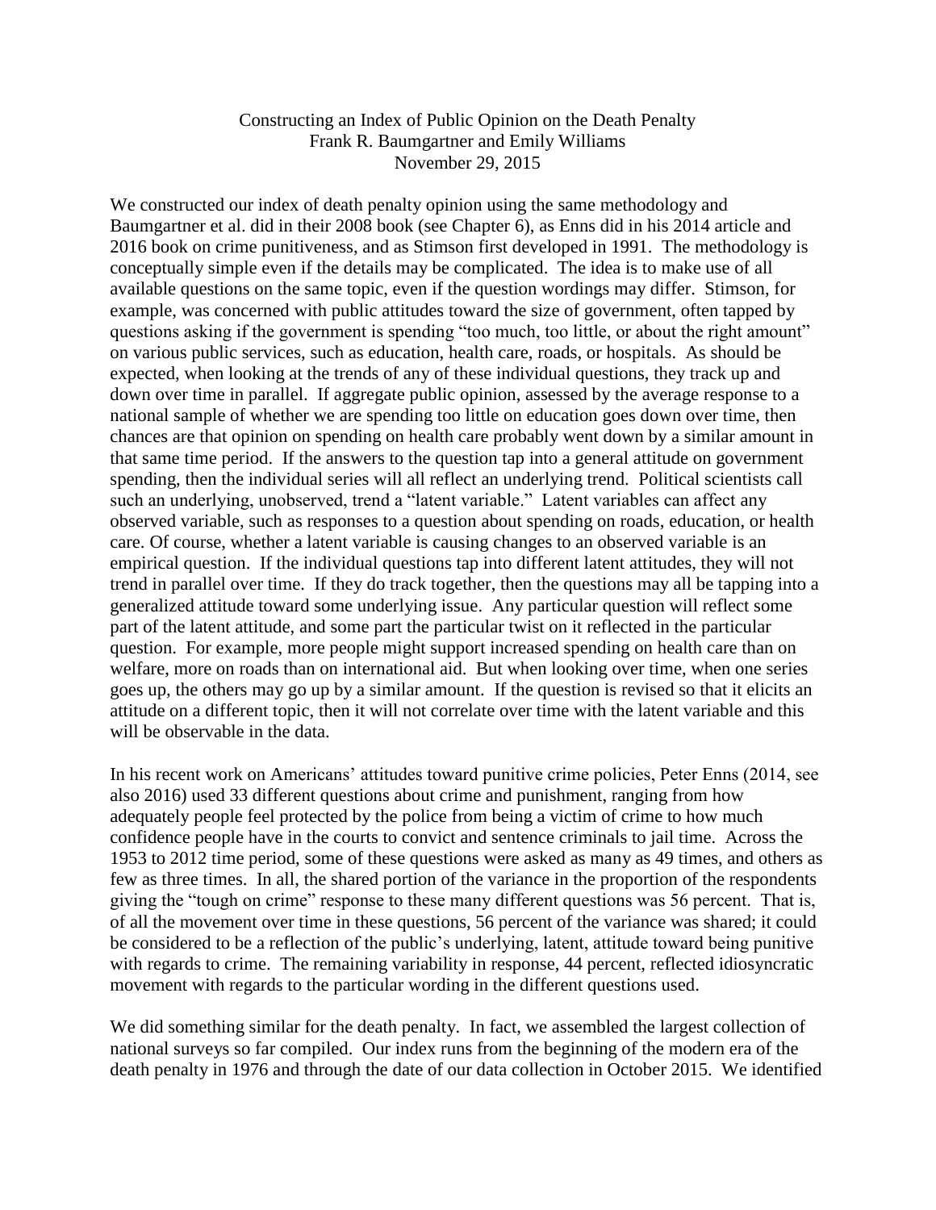# Constructing an Index of Public Opinion on the Death Penalty

Frank R. Baumgartner and Emily Williams

November 29, 2015

We constructed our index of death penalty opinion using the same methodology and Baumgartner et al. did in their 2008 book (see Chapter 6), as Enns did in his 2014 article and 2016 book on crime punitiveness, and as Stimson first developed in 1991. The methodology is conceptually simple even if the details may be complicated. The idea is to make use of all available questions on the same topic, even if the question wordings may differ. Stimson, for example, was concerned with public attitudes toward the size of government, often tapped by questions asking if the government is spending "too much, too little, or about the right amount" on various public services, such as education, health care, roads, or hospitals. As should be expected, when looking at the trends of any of these individual questions, they track up and down over time in parallel. If aggregate public opinion, assessed by the average response to a national sample of whether we are spending too little on education goes down over time, then chances are that opinion on spending on health care probably went down by a similar amount in that same time period. If the answers to the question tap into a general attitude on government spending, then the individual series will all reflect an underlying trend. Political scientists call such an underlying, unobserved, trend a "latent variable." Latent variables can affect any observed variable, such as responses to a question about spending on roads, education, or health care. Of course, whether a latent variable is causing changes to an observed variable is an empirical question. If the individual questions tap into different latent attitudes, they will not trend in parallel over time. If they do track together, then the questions may all be tapping into a generalized attitude toward some underlying issue. Any particular question will reflect some part of the latent attitude, and some part the particular twist on it reflected in the particular question. For example, more people might support increased spending on health care than on welfare, more on roads than on international aid. But when looking over time, when one series goes up, the others may go up by a similar amount. If the question is revised so that it elicits an attitude on a different topic, then it will not correlate over time with the latent variable and this will be observable in the data.

In his recent work on Americans' attitudes toward punitive crime policies, Peter Enns (2014, see also 2016) used 33 different questions about crime and punishment, ranging from how adequately people feel protected by the police from being a victim of crime to how much confidence people have in the courts to convict and sentence criminals to jail time. Across the 1953 to 2012 time period, some of these questions were asked as many as 49 times, and others as few as three times. In all, the shared portion of the variance in the proportion of the respondents giving the "tough on crime" response to these many different questions was 56 percent. That is, of all the movement over time in these questions, 56 percent of the variance was shared; it could be considered to be a reflection of the public's underlying, latent, attitude toward being punitive with regards to crime. The remaining variability in response, 44 percent, reflected idiosyncratic movement with regards to the particular wording in the different questions used.

We did something similar for the death penalty. In fact, we assembled the largest collection of national surveys so far compiled. Our index runs from the beginning of the modern era of the death penalty in 1976 and through the date of our data collection in October 2015. We identified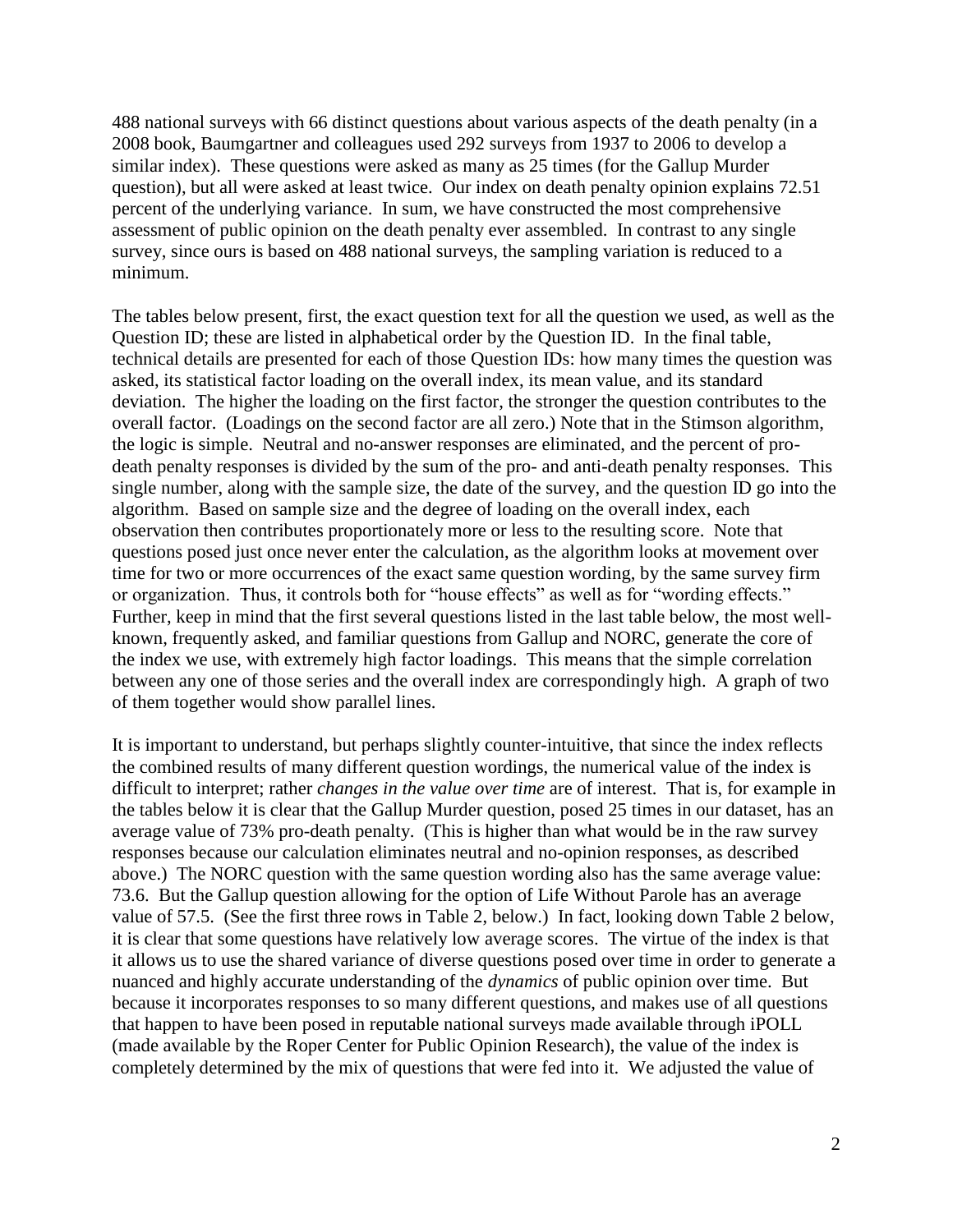488 national surveys with 66 distinct questions about various aspects of the death penalty (in a 2008 book, Baumgartner and colleagues used 292 surveys from 1937 to 2006 to develop a similar index). These questions were asked as many as 25 times (for the Gallup Murder question), but all were asked at least twice. Our index on death penalty opinion explains 72.51 percent of the underlying variance. In sum, we have constructed the most comprehensive assessment of public opinion on the death penalty ever assembled. In contrast to any single survey, since ours is based on 488 national surveys, the sampling variation is reduced to a minimum.

The tables below present, first, the exact question text for all the question we used, as well as the Question ID; these are listed in alphabetical order by the Question ID. In the final table, technical details are presented for each of those Question IDs: how many times the question was asked, its statistical factor loading on the overall index, its mean value, and its standard deviation. The higher the loading on the first factor, the stronger the question contributes to the overall factor. (Loadings on the second factor are all zero.) Note that in the Stimson algorithm, the logic is simple. Neutral and no-answer responses are eliminated, and the percent of pro-death penalty responses is divided by the sum of the pro- and anti-death penalty responses. This single number, along with the sample size, the date of the survey, and the question ID go into the algorithm. Based on sample size and the degree of loading on the overall index, each observation then contributes proportionately more or less to the resulting score. Note that questions posed just once never enter the calculation, as the algorithm looks at movement over time for two or more occurrences of the exact same question wording, by the same survey firm or organization. Thus, it controls both for "house effects" as well as for "wording effects." Further, keep in mind that the first several questions listed in the last table below, the most well-known, frequently asked, and familiar questions from Gallup and NORC, generate the core of the index we use, with extremely high factor loadings. This means that the simple correlation between any one of those series and the overall index are correspondingly high. A graph of two of them together would show parallel lines.

It is important to understand, but perhaps slightly counter-intuitive, that since the index reflects the combined results of many different question wordings, the numerical value of the index is difficult to interpret; rather *changes in the value over time* are of interest. That is, for example in the tables below it is clear that the Gallup Murder question, posed 25 times in our dataset, has an average value of 73% pro-death penalty. (This is higher than what would be in the raw survey responses because our calculation eliminates neutral and no-opinion responses, as described above.) The NORC question with the same question wording also has the same average value: 73.6. But the Gallup question allowing for the option of Life Without Parole has an average value of 57.5. (See the first three rows in Table 2, below.) In fact, looking down Table 2 below, it is clear that some questions have relatively low average scores. The virtue of the index is that it allows us to use the shared variance of diverse questions posed over time in order to generate a nuanced and highly accurate understanding of the *dynamics* of public opinion over time. But because it incorporates responses to so many different questions, and makes use of all questions that happen to have been posed in reputable national surveys made available through iPOLL (made available by the Roper Center for Public Opinion Research), the value of the index is completely determined by the mix of questions that were fed into it. We adjusted the value of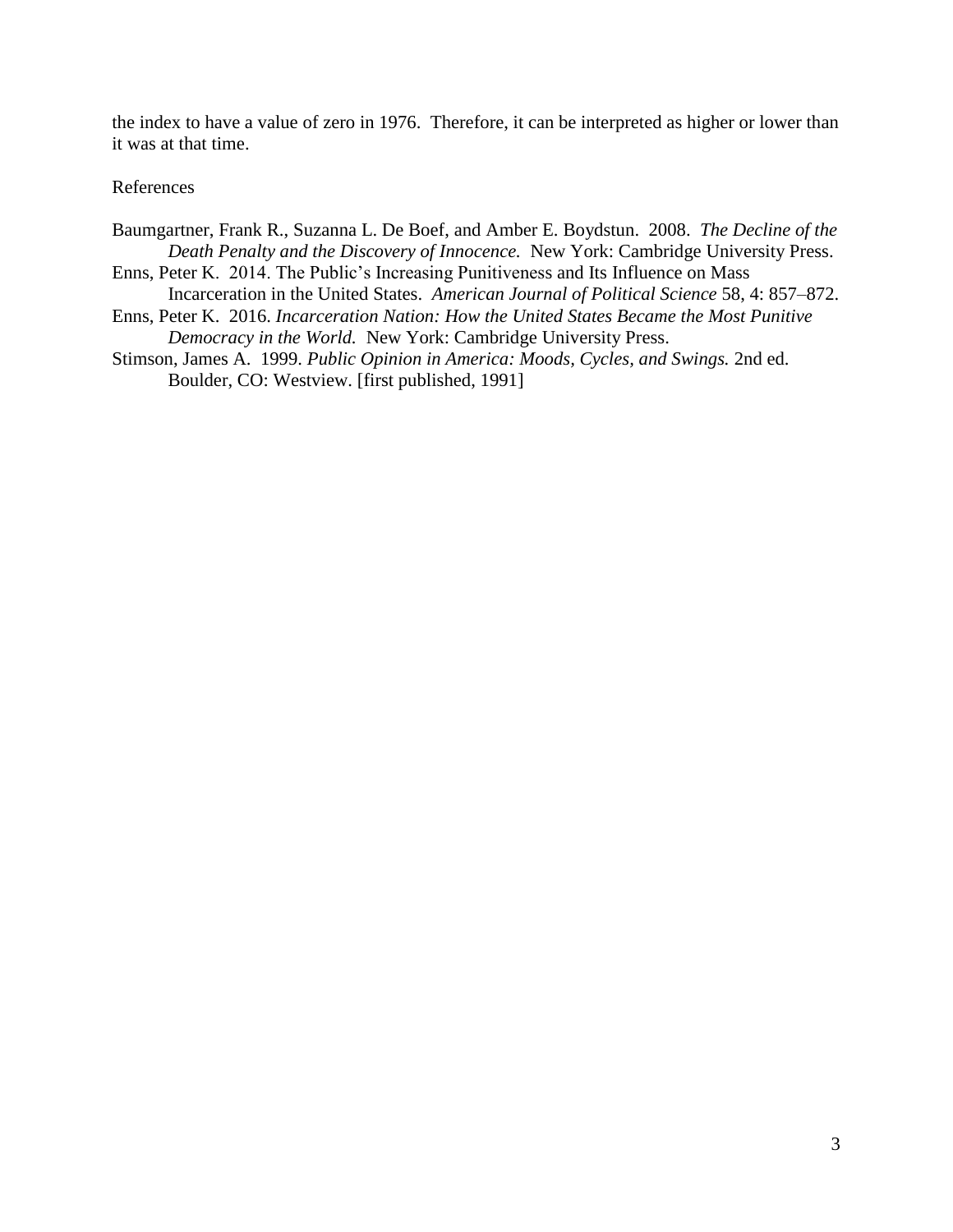the index to have a value of zero in 1976. Therefore, it can be interpreted as higher or lower than it was at that time.

References

Baumgartner, Frank R., Suzanna L. De Boef, and Amber E. Boydstun. 2008. *The Decline of the Death Penalty and the Discovery of Innocence.* New York: Cambridge University Press.

Enns, Peter K. 2014. The Public's Increasing Punitiveness and Its Influence on Mass Incarceration in the United States. *American Journal of Political Science* 58, 4: 857–872.

Enns, Peter K. 2016. *Incarceration Nation: How the United States Became the Most Punitive Democracy in the World.* New York: Cambridge University Press.

Stimson, James A. 1999. *Public Opinion in America: Moods, Cycles, and Swings.* 2nd ed. Boulder, CO: Westview. [first published, 1991]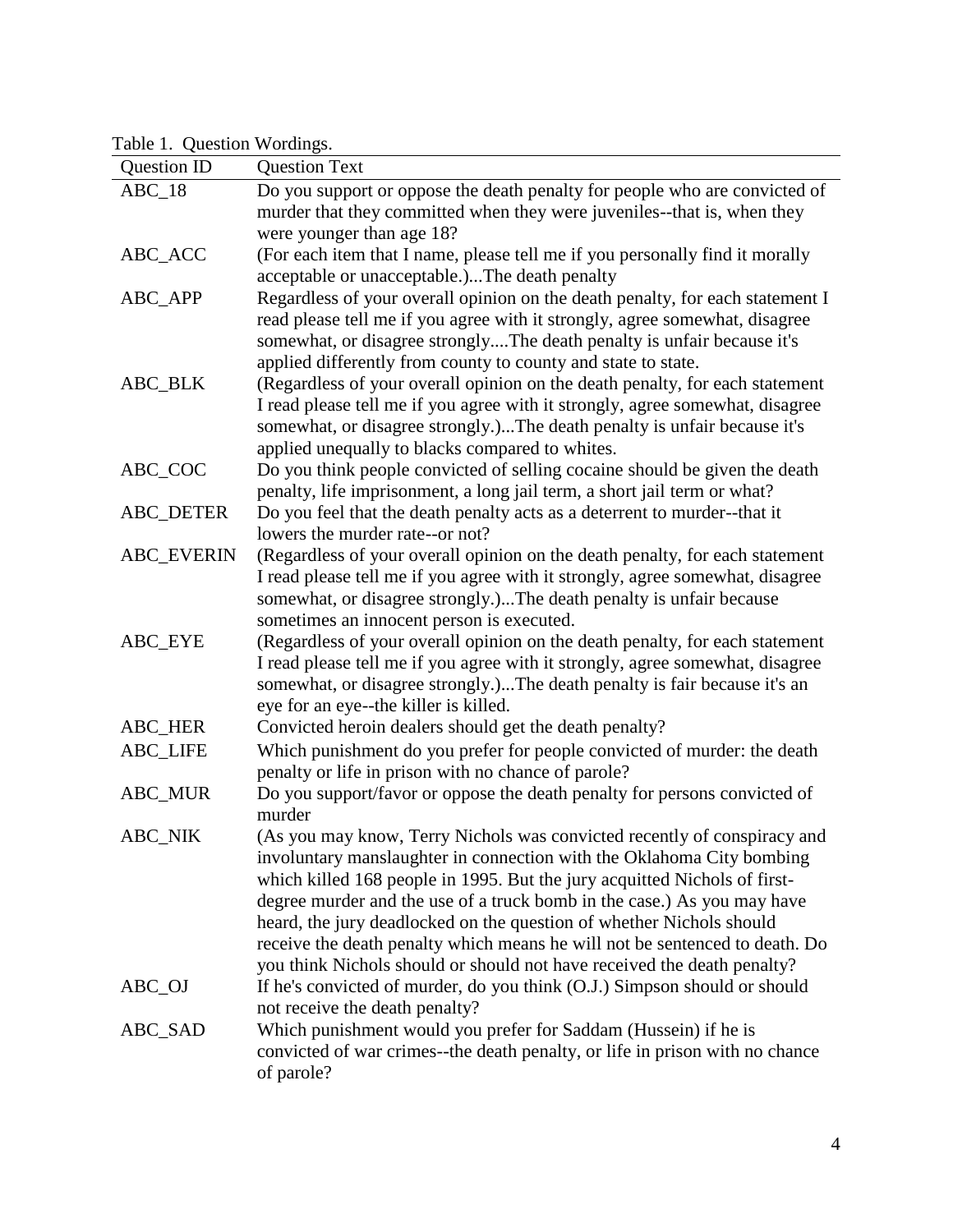Table 1. Question Wordings.

| Question ID | Question Text |
|---|---|
| ABC_18 | Do you support or oppose the death penalty for people who are convicted of murder that they committed when they were juveniles--that is, when they were younger than age 18? |
| ABC_ACC | (For each item that I name, please tell me if you personally find it morally acceptable or unacceptable.)...The death penalty |
| ABC_APP | Regardless of your overall opinion on the death penalty, for each statement I read please tell me if you agree with it strongly, agree somewhat, disagree somewhat, or disagree strongly....The death penalty is unfair because it's applied differently from county to county and state to state. |
| ABC_BLK | (Regardless of your overall opinion on the death penalty, for each statement I read please tell me if you agree with it strongly, agree somewhat, disagree somewhat, or disagree strongly.)...The death penalty is unfair because it's applied unequally to blacks compared to whites. |
| ABC_COC | Do you think people convicted of selling cocaine should be given the death penalty, life imprisonment, a long jail term, a short jail term or what? |
| ABC_DETER | Do you feel that the death penalty acts as a deterrent to murder--that it lowers the murder rate--or not? |
| ABC_EVERIN | (Regardless of your overall opinion on the death penalty, for each statement I read please tell me if you agree with it strongly, agree somewhat, disagree somewhat, or disagree strongly.)...The death penalty is unfair because sometimes an innocent person is executed. |
| ABC_EYE | (Regardless of your overall opinion on the death penalty, for each statement I read please tell me if you agree with it strongly, agree somewhat, disagree somewhat, or disagree strongly.)...The death penalty is fair because it's an eye for an eye--the killer is killed. |
| ABC_HER | Convicted heroin dealers should get the death penalty? |
| ABC_LIFE | Which punishment do you prefer for people convicted of murder: the death penalty or life in prison with no chance of parole? |
| ABC_MUR | Do you support/favor or oppose the death penalty for persons convicted of murder |
| ABC_NIK | (As you may know, Terry Nichols was convicted recently of conspiracy and involuntary manslaughter in connection with the Oklahoma City bombing which killed 168 people in 1995. But the jury acquitted Nichols of first-degree murder and the use of a truck bomb in the case.) As you may have heard, the jury deadlocked on the question of whether Nichols should receive the death penalty which means he will not be sentenced to death. Do you think Nichols should or should not have received the death penalty? |
| ABC_OJ | If he's convicted of murder, do you think (O.J.) Simpson should or should not receive the death penalty? |
| ABC_SAD | Which punishment would you prefer for Saddam (Hussein) if he is convicted of war crimes--the death penalty, or life in prison with no chance of parole? |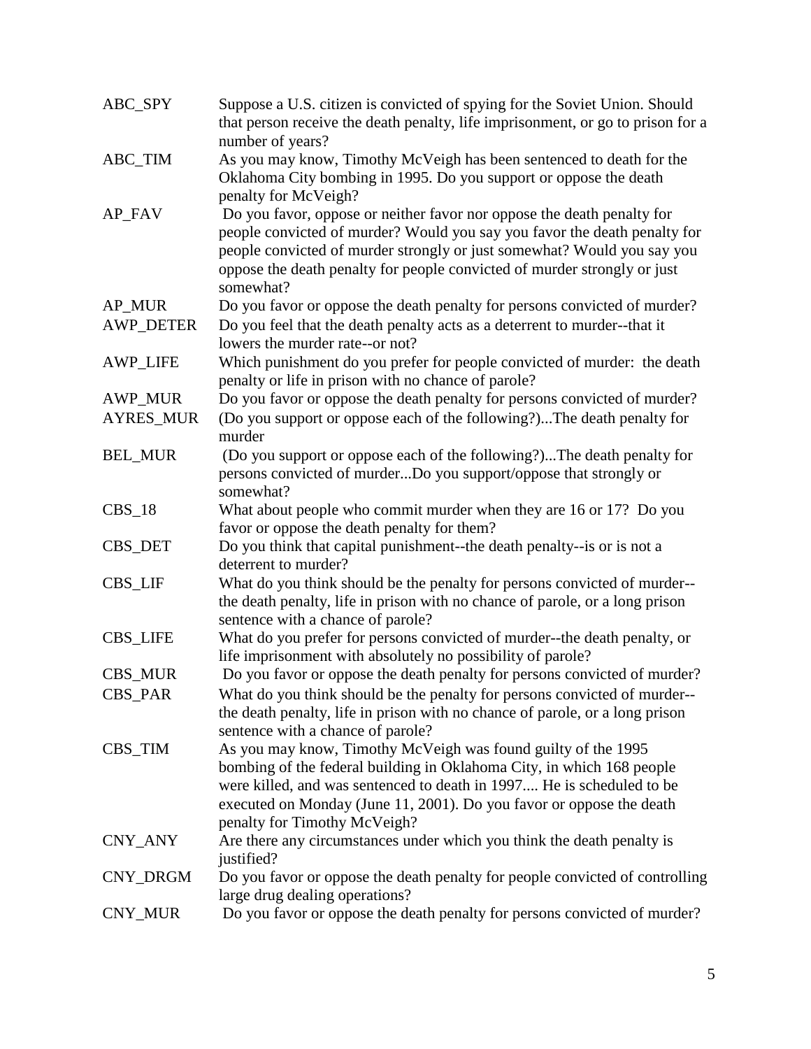| | |
|---|---|
| ABC_SPY | Suppose a U.S. citizen is convicted of spying for the Soviet Union. Should that person receive the death penalty, life imprisonment, or go to prison for a number of years? |
| ABC_TIM | As you may know, Timothy McVeigh has been sentenced to death for the Oklahoma City bombing in 1995. Do you support or oppose the death penalty for McVeigh? |
| AP_FAV | Do you favor, oppose or neither favor nor oppose the death penalty for people convicted of murder? Would you say you favor the death penalty for people convicted of murder strongly or just somewhat? Would you say you oppose the death penalty for people convicted of murder strongly or just somewhat? |
| AP_MUR | Do you favor or oppose the death penalty for persons convicted of murder? |
| AWP_DETER | Do you feel that the death penalty acts as a deterrent to murder--that it lowers the murder rate--or not? |
| AWP_LIFE | Which punishment do you prefer for people convicted of murder: the death penalty or life in prison with no chance of parole? |
| AWP_MUR | Do you favor or oppose the death penalty for persons convicted of murder? |
| AYRES_MUR | (Do you support or oppose each of the following?)...The death penalty for murder |
| BEL_MUR | (Do you support or oppose each of the following?)...The death penalty for persons convicted of murder...Do you support/oppose that strongly or somewhat? |
| CBS_18 | What about people who commit murder when they are 16 or 17? Do you favor or oppose the death penalty for them? |
| CBS_DET | Do you think that capital punishment--the death penalty--is or is not a deterrent to murder? |
| CBS_LIF | What do you think should be the penalty for persons convicted of murder--the death penalty, life in prison with no chance of parole, or a long prison sentence with a chance of parole? |
| CBS_LIFE | What do you prefer for persons convicted of murder--the death penalty, or life imprisonment with absolutely no possibility of parole? |
| CBS_MUR | Do you favor or oppose the death penalty for persons convicted of murder? |
| CBS_PAR | What do you think should be the penalty for persons convicted of murder--the death penalty, life in prison with no chance of parole, or a long prison sentence with a chance of parole? |
| CBS_TIM | As you may know, Timothy McVeigh was found guilty of the 1995 bombing of the federal building in Oklahoma City, in which 168 people were killed, and was sentenced to death in 1997.... He is scheduled to be executed on Monday (June 11, 2001). Do you favor or oppose the death penalty for Timothy McVeigh? |
| CNY_ANY | Are there any circumstances under which you think the death penalty is justified? |
| CNY_DRGM | Do you favor or oppose the death penalty for people convicted of controlling large drug dealing operations? |
| CNY_MUR | Do you favor or oppose the death penalty for persons convicted of murder? |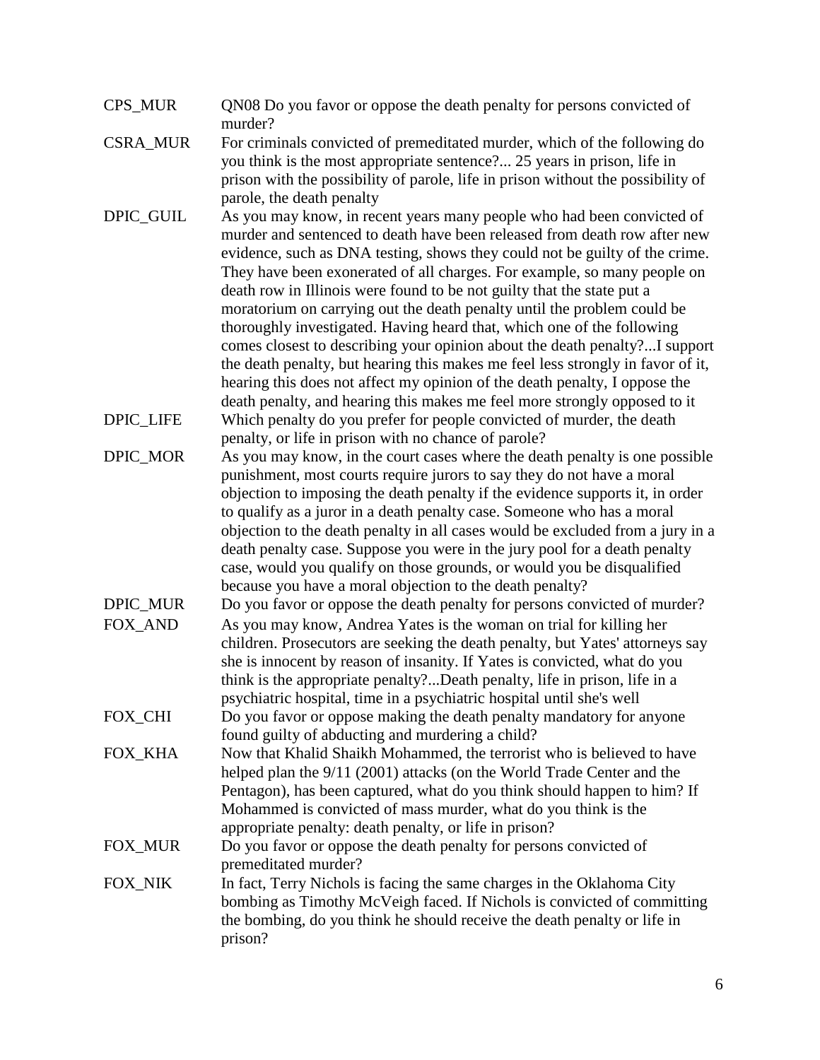| | |
|---|---|
| CPS_MUR | QN08 Do you favor or oppose the death penalty for persons convicted of murder? |
| CSRA_MUR | For criminals convicted of premeditated murder, which of the following do you think is the most appropriate sentence?... 25 years in prison, life in prison with the possibility of parole, life in prison without the possibility of parole, the death penalty |
| DPIC_GUIL | As you may know, in recent years many people who had been convicted of murder and sentenced to death have been released from death row after new evidence, such as DNA testing, shows they could not be guilty of the crime. They have been exonerated of all charges. For example, so many people on death row in Illinois were found to be not guilty that the state put a moratorium on carrying out the death penalty until the problem could be thoroughly investigated. Having heard that, which one of the following comes closest to describing your opinion about the death penalty?...I support the death penalty, but hearing this makes me feel less strongly in favor of it, hearing this does not affect my opinion of the death penalty, I oppose the death penalty, and hearing this makes me feel more strongly opposed to it |
| DPIC_LIFE | Which penalty do you prefer for people convicted of murder, the death penalty, or life in prison with no chance of parole? |
| DPIC_MOR | As you may know, in the court cases where the death penalty is one possible punishment, most courts require jurors to say they do not have a moral objection to imposing the death penalty if the evidence supports it, in order to qualify as a juror in a death penalty case. Someone who has a moral objection to the death penalty in all cases would be excluded from a jury in a death penalty case. Suppose you were in the jury pool for a death penalty case, would you qualify on those grounds, or would you be disqualified because you have a moral objection to the death penalty? |
| DPIC_MUR | Do you favor or oppose the death penalty for persons convicted of murder? |
| FOX_AND | As you may know, Andrea Yates is the woman on trial for killing her children. Prosecutors are seeking the death penalty, but Yates' attorneys say she is innocent by reason of insanity. If Yates is convicted, what do you think is the appropriate penalty?...Death penalty, life in prison, life in a psychiatric hospital, time in a psychiatric hospital until she's well |
| FOX_CHI | Do you favor or oppose making the death penalty mandatory for anyone found guilty of abducting and murdering a child? |
| FOX_KHA | Now that Khalid Shaikh Mohammed, the terrorist who is believed to have helped plan the 9/11 (2001) attacks (on the World Trade Center and the Pentagon), has been captured, what do you think should happen to him? If Mohammed is convicted of mass murder, what do you think is the appropriate penalty: death penalty, or life in prison? |
| FOX_MUR | Do you favor or oppose the death penalty for persons convicted of premeditated murder? |
| FOX_NIK | In fact, Terry Nichols is facing the same charges in the Oklahoma City bombing as Timothy McVeigh faced. If Nichols is convicted of committing the bombing, do you think he should receive the death penalty or life in prison? |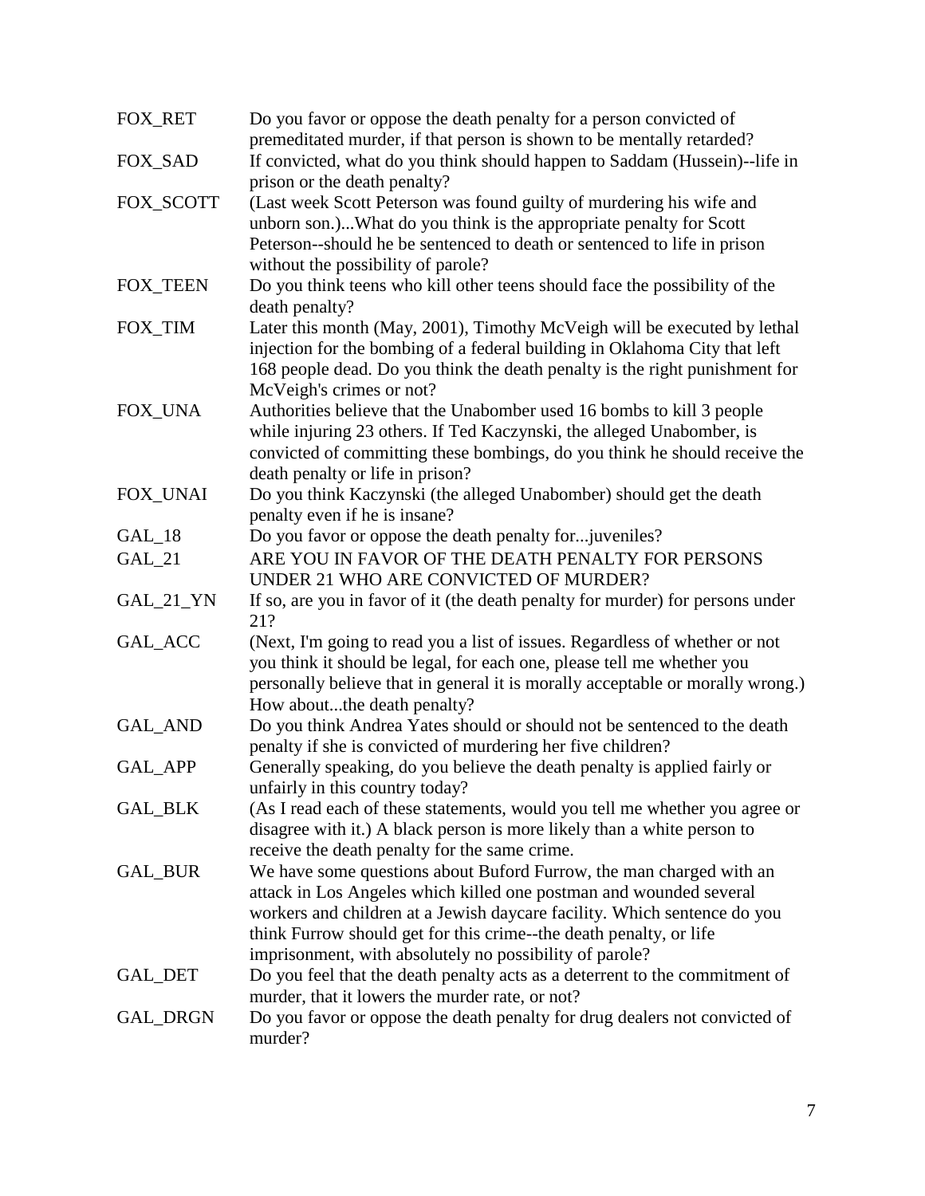| | |
|---|---|
| FOX_RET | Do you favor or oppose the death penalty for a person convicted of premeditated murder, if that person is shown to be mentally retarded? |
| FOX_SAD | If convicted, what do you think should happen to Saddam (Hussein)--life in prison or the death penalty? |
| FOX_SCOTT | (Last week Scott Peterson was found guilty of murdering his wife and unborn son.)...What do you think is the appropriate penalty for Scott Peterson--should he be sentenced to death or sentenced to life in prison without the possibility of parole? |
| FOX_TEEN | Do you think teens who kill other teens should face the possibility of the death penalty? |
| FOX_TIM | Later this month (May, 2001), Timothy McVeigh will be executed by lethal injection for the bombing of a federal building in Oklahoma City that left 168 people dead. Do you think the death penalty is the right punishment for McVeigh's crimes or not? |
| FOX_UNA | Authorities believe that the Unabomber used 16 bombs to kill 3 people while injuring 23 others. If Ted Kaczynski, the alleged Unabomber, is convicted of committing these bombings, do you think he should receive the death penalty or life in prison? |
| FOX_UNAI | Do you think Kaczynski (the alleged Unabomber) should get the death penalty even if he is insane? |
| GAL_18 | Do you favor or oppose the death penalty for...juveniles? |
| GAL_21 | ARE YOU IN FAVOR OF THE DEATH PENALTY FOR PERSONS UNDER 21 WHO ARE CONVICTED OF MURDER? |
| GAL_21_YN | If so, are you in favor of it (the death penalty for murder) for persons under 21? |
| GAL_ACC | (Next, I'm going to read you a list of issues. Regardless of whether or not you think it should be legal, for each one, please tell me whether you personally believe that in general it is morally acceptable or morally wrong.) How about...the death penalty? |
| GAL_AND | Do you think Andrea Yates should or should not be sentenced to the death penalty if she is convicted of murdering her five children? |
| GAL_APP | Generally speaking, do you believe the death penalty is applied fairly or unfairly in this country today? |
| GAL_BLK | (As I read each of these statements, would you tell me whether you agree or disagree with it.) A black person is more likely than a white person to receive the death penalty for the same crime. |
| GAL_BUR | We have some questions about Buford Furrow, the man charged with an attack in Los Angeles which killed one postman and wounded several workers and children at a Jewish daycare facility. Which sentence do you think Furrow should get for this crime--the death penalty, or life imprisonment, with absolutely no possibility of parole? |
| GAL_DET | Do you feel that the death penalty acts as a deterrent to the commitment of murder, that it lowers the murder rate, or not? |
| GAL_DRGN | Do you favor or oppose the death penalty for drug dealers not convicted of murder? |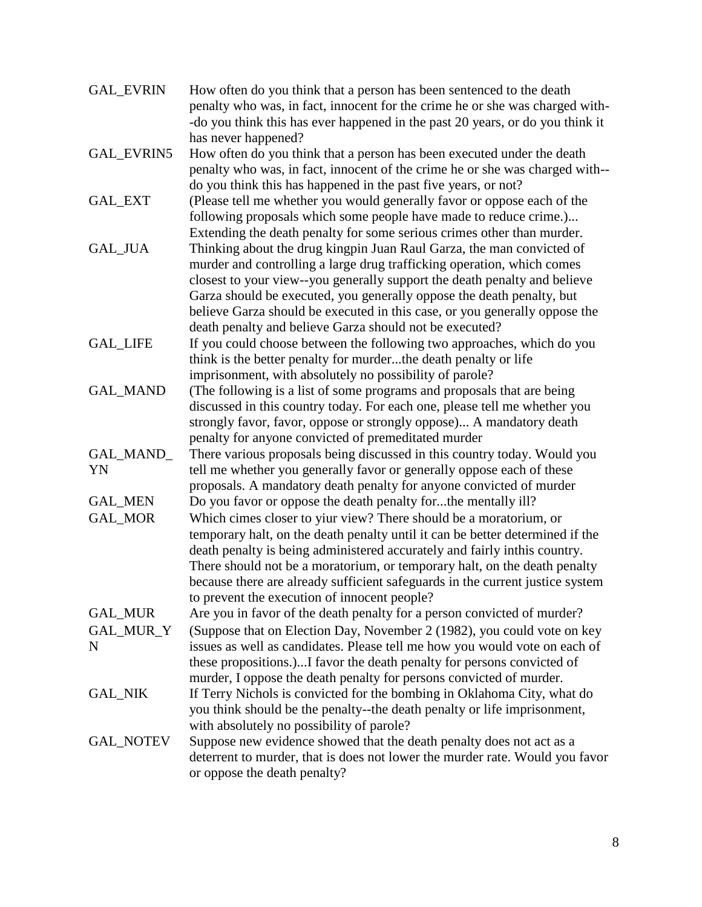| | |
|---|---|
| GAL_EVRIN | How often do you think that a person has been sentenced to the death penalty who was, in fact, innocent for the crime he or she was charged with--do you think this has ever happened in the past 20 years, or do you think it has never happened? |
| GAL_EVRIN5 | How often do you think that a person has been executed under the death penalty who was, in fact, innocent of the crime he or she was charged with--do you think this has happened in the past five years, or not? |
| GAL_EXT | (Please tell me whether you would generally favor or oppose each of the following proposals which some people have made to reduce crime.)... Extending the death penalty for some serious crimes other than murder. |
| GAL_JUA | Thinking about the drug kingpin Juan Raul Garza, the man convicted of murder and controlling a large drug trafficking operation, which comes closest to your view--you generally support the death penalty and believe Garza should be executed, you generally oppose the death penalty, but believe Garza should be executed in this case, or you generally oppose the death penalty and believe Garza should not be executed? |
| GAL_LIFE | If you could choose between the following two approaches, which do you think is the better penalty for murder...the death penalty or life imprisonment, with absolutely no possibility of parole? |
| GAL_MAND | (The following is a list of some programs and proposals that are being discussed in this country today. For each one, please tell me whether you strongly favor, favor, oppose or strongly oppose)... A mandatory death penalty for anyone convicted of premeditated murder |
| GAL_MAND_YN | There various proposals being discussed in this country today. Would you tell me whether you generally favor or generally oppose each of these proposals. A mandatory death penalty for anyone convicted of murder |
| GAL_MEN | Do you favor or oppose the death penalty for...the mentally ill? |
| GAL_MOR | Which cimes closer to yiur view? There should be a moratorium, or temporary halt, on the death penalty until it can be better determined if the death penalty is being administered accurately and fairly inthis country. There should not be a moratorium, or temporary halt, on the death penalty because there are already sufficient safeguards in the current justice system to prevent the execution of innocent people? |
| GAL_MUR | Are you in favor of the death penalty for a person convicted of murder? |
| GAL_MUR_YN | (Suppose that on Election Day, November 2 (1982), you could vote on key issues as well as candidates. Please tell me how you would vote on each of these propositions.)...I favor the death penalty for persons convicted of murder, I oppose the death penalty for persons convicted of murder. |
| GAL_NIK | If Terry Nichols is convicted for the bombing in Oklahoma City, what do you think should be the penalty--the death penalty or life imprisonment, with absolutely no possibility of parole? |
| GAL_NOTEV | Suppose new evidence showed that the death penalty does not act as a deterrent to murder, that is does not lower the murder rate. Would you favor or oppose the death penalty? |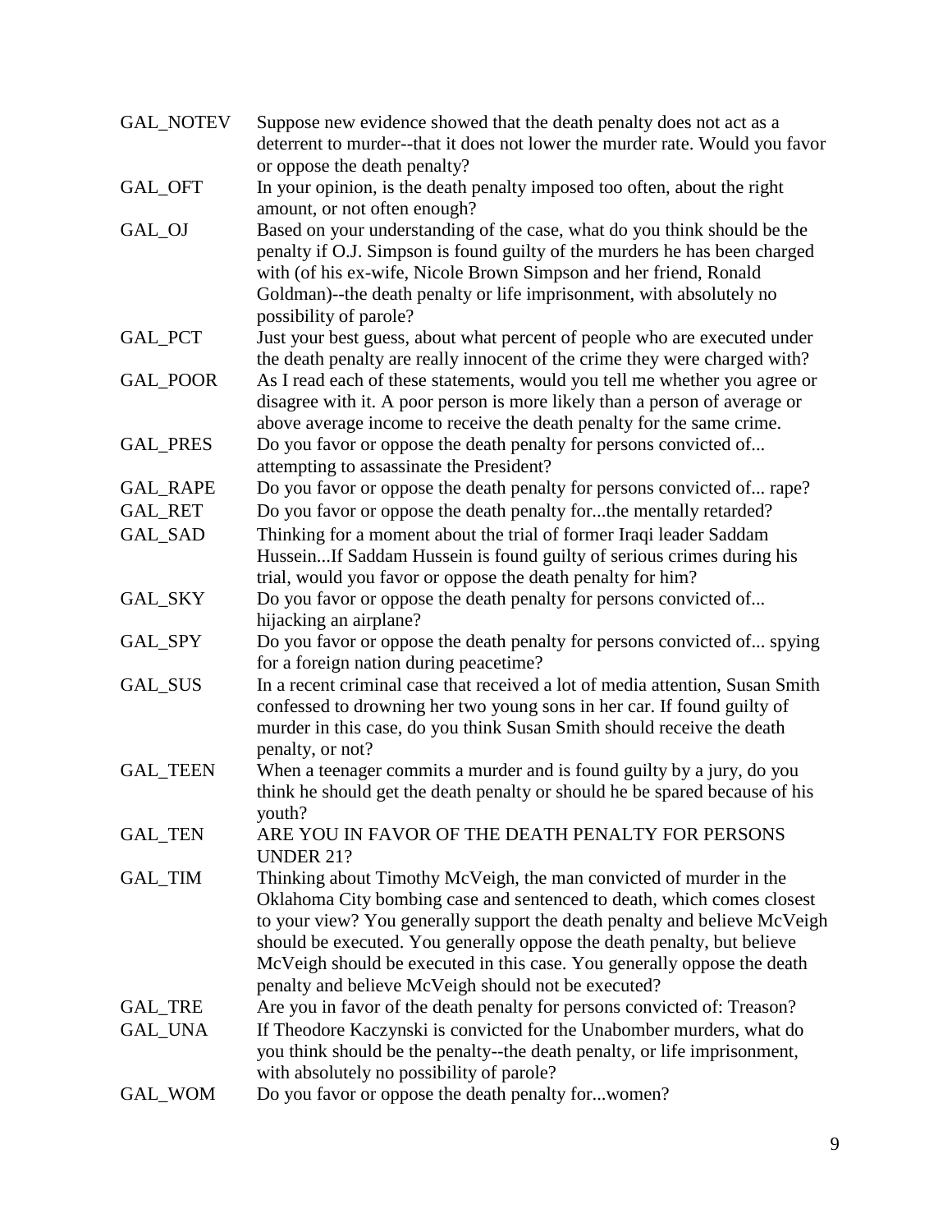| | |
|---|---|
| GAL_NOTEV | Suppose new evidence showed that the death penalty does not act as a deterrent to murder--that it does not lower the murder rate. Would you favor or oppose the death penalty? |
| GAL_OFT | In your opinion, is the death penalty imposed too often, about the right amount, or not often enough? |
| GAL_OJ | Based on your understanding of the case, what do you think should be the penalty if O.J. Simpson is found guilty of the murders he has been charged with (of his ex-wife, Nicole Brown Simpson and her friend, Ronald Goldman)--the death penalty or life imprisonment, with absolutely no possibility of parole? |
| GAL_PCT | Just your best guess, about what percent of people who are executed under the death penalty are really innocent of the crime they were charged with? |
| GAL_POOR | As I read each of these statements, would you tell me whether you agree or disagree with it. A poor person is more likely than a person of average or above average income to receive the death penalty for the same crime. |
| GAL_PRES | Do you favor or oppose the death penalty for persons convicted of... attempting to assassinate the President? |
| GAL_RAPE | Do you favor or oppose the death penalty for persons convicted of... rape? |
| GAL_RET | Do you favor or oppose the death penalty for...the mentally retarded? |
| GAL_SAD | Thinking for a moment about the trial of former Iraqi leader Saddam Hussein...If Saddam Hussein is found guilty of serious crimes during his trial, would you favor or oppose the death penalty for him? |
| GAL_SKY | Do you favor or oppose the death penalty for persons convicted of... hijacking an airplane? |
| GAL_SPY | Do you favor or oppose the death penalty for persons convicted of... spying for a foreign nation during peacetime? |
| GAL_SUS | In a recent criminal case that received a lot of media attention, Susan Smith confessed to drowning her two young sons in her car. If found guilty of murder in this case, do you think Susan Smith should receive the death penalty, or not? |
| GAL_TEEN | When a teenager commits a murder and is found guilty by a jury, do you think he should get the death penalty or should he be spared because of his youth? |
| GAL_TEN | ARE YOU IN FAVOR OF THE DEATH PENALTY FOR PERSONS UNDER 21? |
| GAL_TIM | Thinking about Timothy McVeigh, the man convicted of murder in the Oklahoma City bombing case and sentenced to death, which comes closest to your view? You generally support the death penalty and believe McVeigh should be executed. You generally oppose the death penalty, but believe McVeigh should be executed in this case. You generally oppose the death penalty and believe McVeigh should not be executed? |
| GAL_TRE | Are you in favor of the death penalty for persons convicted of: Treason? |
| GAL_UNA | If Theodore Kaczynski is convicted for the Unabomber murders, what do you think should be the penalty--the death penalty, or life imprisonment, with absolutely no possibility of parole? |
| GAL_WOM | Do you favor or oppose the death penalty for...women? |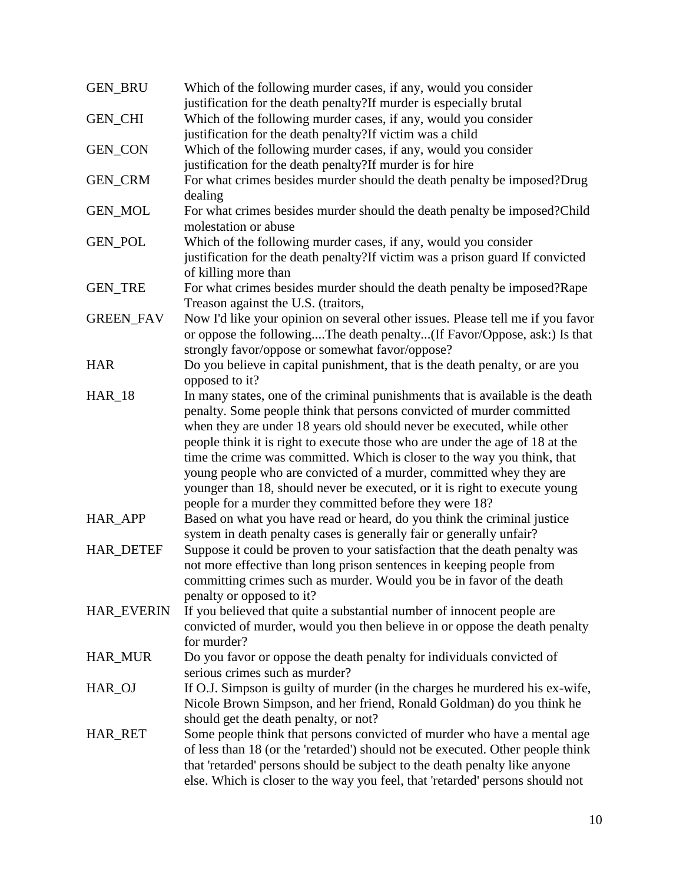| | |
|---|---|
| GEN_BRU | Which of the following murder cases, if any, would you consider justification for the death penalty?If murder is especially brutal |
| GEN_CHI | Which of the following murder cases, if any, would you consider justification for the death penalty?If victim was a child |
| GEN_CON | Which of the following murder cases, if any, would you consider justification for the death penalty?If murder is for hire |
| GEN_CRM | For what crimes besides murder should the death penalty be imposed?Drug dealing |
| GEN_MOL | For what crimes besides murder should the death penalty be imposed?Child molestation or abuse |
| GEN_POL | Which of the following murder cases, if any, would you consider justification for the death penalty?If victim was a prison guard If convicted of killing more than |
| GEN_TRE | For what crimes besides murder should the death penalty be imposed?Rape Treason against the U.S. (traitors, |
| GREEN_FAV | Now I'd like your opinion on several other issues. Please tell me if you favor or oppose the following....The death penalty...(If Favor/Oppose, ask:) Is that strongly favor/oppose or somewhat favor/oppose? |
| HAR | Do you believe in capital punishment, that is the death penalty, or are you opposed to it? |
| HAR_18 | In many states, one of the criminal punishments that is available is the death penalty. Some people think that persons convicted of murder committed when they are under 18 years old should never be executed, while other people think it is right to execute those who are under the age of 18 at the time the crime was committed. Which is closer to the way you think, that young people who are convicted of a murder, committed whey they are younger than 18, should never be executed, or it is right to execute young people for a murder they committed before they were 18? |
| HAR_APP | Based on what you have read or heard, do you think the criminal justice system in death penalty cases is generally fair or generally unfair? |
| HAR_DETEF | Suppose it could be proven to your satisfaction that the death penalty was not more effective than long prison sentences in keeping people from committing crimes such as murder. Would you be in favor of the death penalty or opposed to it? |
| HAR_EVERIN | If you believed that quite a substantial number of innocent people are convicted of murder, would you then believe in or oppose the death penalty for murder? |
| HAR_MUR | Do you favor or oppose the death penalty for individuals convicted of serious crimes such as murder? |
| HAR_OJ | If O.J. Simpson is guilty of murder (in the charges he murdered his ex-wife, Nicole Brown Simpson, and her friend, Ronald Goldman) do you think he should get the death penalty, or not? |
| HAR_RET | Some people think that persons convicted of murder who have a mental age of less than 18 (or the 'retarded') should not be executed. Other people think that 'retarded' persons should be subject to the death penalty like anyone else. Which is closer to the way you feel, that 'retarded' persons should not |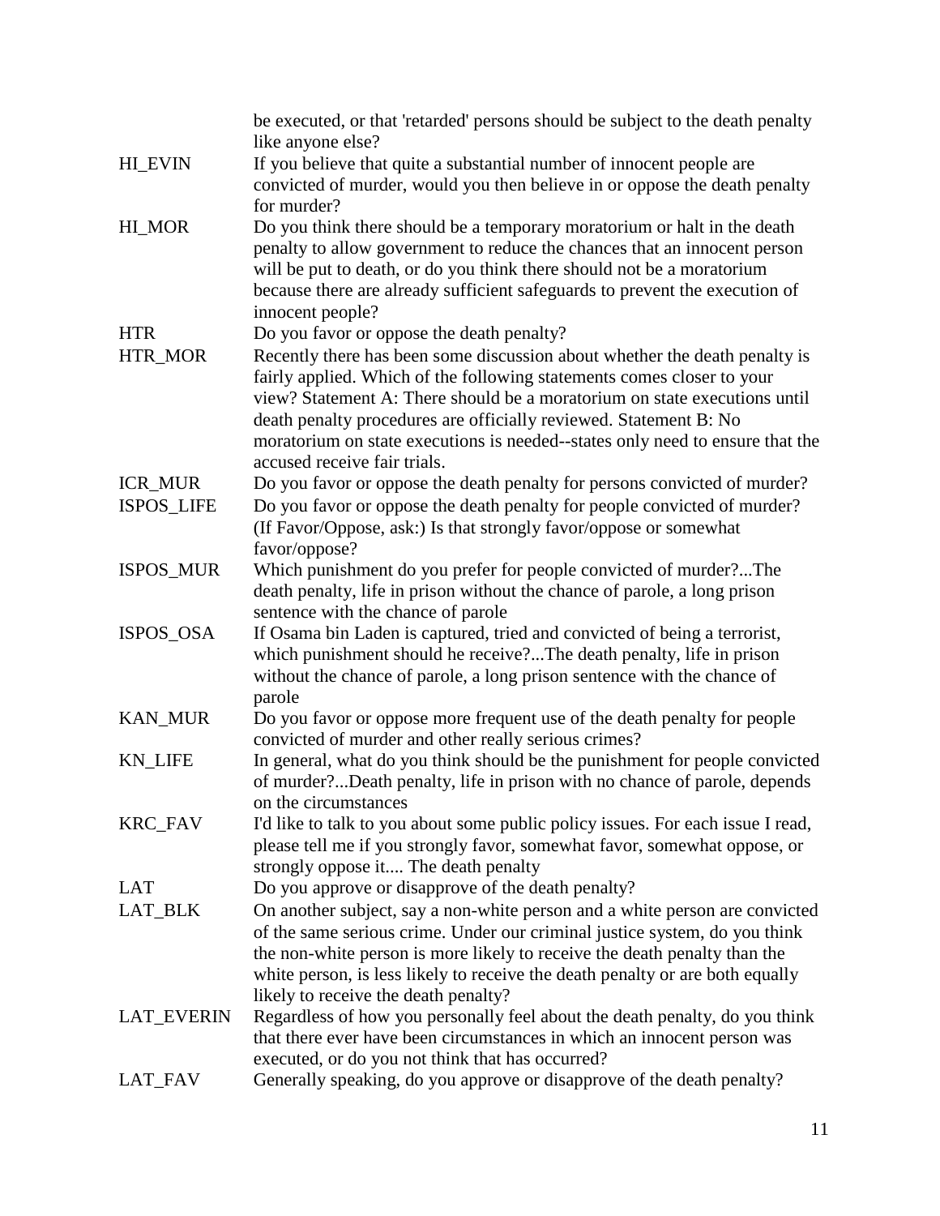| | |
|---|---|
| | be executed, or that 'retarded' persons should be subject to the death penalty like anyone else? |
| HI_EVIN | If you believe that quite a substantial number of innocent people are convicted of murder, would you then believe in or oppose the death penalty for murder? |
| HI_MOR | Do you think there should be a temporary moratorium or halt in the death penalty to allow government to reduce the chances that an innocent person will be put to death, or do you think there should not be a moratorium because there are already sufficient safeguards to prevent the execution of innocent people? |
| HTR | Do you favor or oppose the death penalty? |
| HTR_MOR | Recently there has been some discussion about whether the death penalty is fairly applied. Which of the following statements comes closer to your view? Statement A: There should be a moratorium on state executions until death penalty procedures are officially reviewed. Statement B: No moratorium on state executions is needed--states only need to ensure that the accused receive fair trials. |
| ICR_MUR | Do you favor or oppose the death penalty for persons convicted of murder? |
| ISPOS_LIFE | Do you favor or oppose the death penalty for people convicted of murder? (If Favor/Oppose, ask:) Is that strongly favor/oppose or somewhat favor/oppose? |
| ISPOS_MUR | Which punishment do you prefer for people convicted of murder?...The death penalty, life in prison without the chance of parole, a long prison sentence with the chance of parole |
| ISPOS_OSA | If Osama bin Laden is captured, tried and convicted of being a terrorist, which punishment should he receive?...The death penalty, life in prison without the chance of parole, a long prison sentence with the chance of parole |
| KAN_MUR | Do you favor or oppose more frequent use of the death penalty for people convicted of murder and other really serious crimes? |
| KN_LIFE | In general, what do you think should be the punishment for people convicted of murder?...Death penalty, life in prison with no chance of parole, depends on the circumstances |
| KRC_FAV | I'd like to talk to you about some public policy issues. For each issue I read, please tell me if you strongly favor, somewhat favor, somewhat oppose, or strongly oppose it.... The death penalty |
| LAT | Do you approve or disapprove of the death penalty? |
| LAT_BLK | On another subject, say a non-white person and a white person are convicted of the same serious crime. Under our criminal justice system, do you think the non-white person is more likely to receive the death penalty than the white person, is less likely to receive the death penalty or are both equally likely to receive the death penalty? |
| LAT_EVERIN | Regardless of how you personally feel about the death penalty, do you think that there ever have been circumstances in which an innocent person was executed, or do you not think that has occurred? |
| LAT_FAV | Generally speaking, do you approve or disapprove of the death penalty? |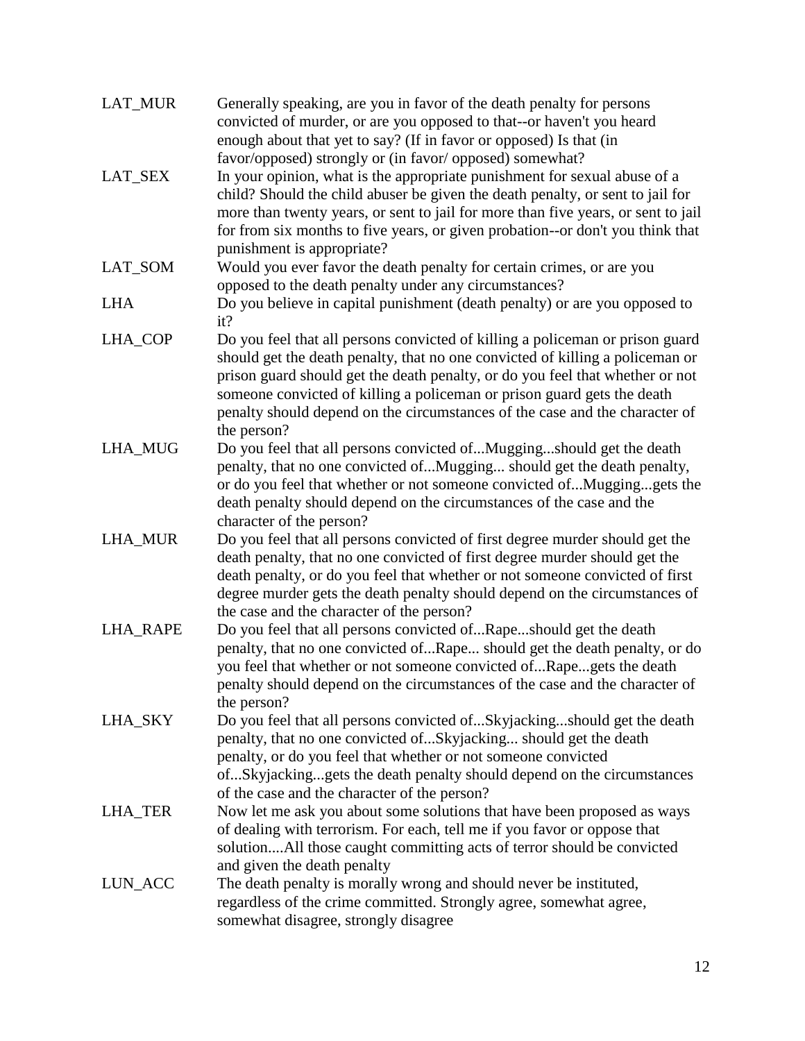| | |
|---|---|
| LAT_MUR | Generally speaking, are you in favor of the death penalty for persons convicted of murder, or are you opposed to that--or haven't you heard enough about that yet to say? (If in favor or opposed) Is that (in favor/opposed) strongly or (in favor/ opposed) somewhat? |
| LAT_SEX | In your opinion, what is the appropriate punishment for sexual abuse of a child? Should the child abuser be given the death penalty, or sent to jail for more than twenty years, or sent to jail for more than five years, or sent to jail for from six months to five years, or given probation--or don't you think that punishment is appropriate? |
| LAT_SOM | Would you ever favor the death penalty for certain crimes, or are you opposed to the death penalty under any circumstances? |
| LHA | Do you believe in capital punishment (death penalty) or are you opposed to it? |
| LHA_COP | Do you feel that all persons convicted of killing a policeman or prison guard should get the death penalty, that no one convicted of killing a policeman or prison guard should get the death penalty, or do you feel that whether or not someone convicted of killing a policeman or prison guard gets the death penalty should depend on the circumstances of the case and the character of the person? |
| LHA_MUG | Do you feel that all persons convicted of...Mugging...should get the death penalty, that no one convicted of...Mugging... should get the death penalty, or do you feel that whether or not someone convicted of...Mugging...gets the death penalty should depend on the circumstances of the case and the character of the person? |
| LHA_MUR | Do you feel that all persons convicted of first degree murder should get the death penalty, that no one convicted of first degree murder should get the death penalty, or do you feel that whether or not someone convicted of first degree murder gets the death penalty should depend on the circumstances of the case and the character of the person? |
| LHA_RAPE | Do you feel that all persons convicted of...Rape...should get the death penalty, that no one convicted of...Rape... should get the death penalty, or do you feel that whether or not someone convicted of...Rape...gets the death penalty should depend on the circumstances of the case and the character of the person? |
| LHA_SKY | Do you feel that all persons convicted of...Skyjacking...should get the death penalty, that no one convicted of...Skyjacking... should get the death penalty, or do you feel that whether or not someone convicted of...Skyjacking...gets the death penalty should depend on the circumstances of the case and the character of the person? |
| LHA_TER | Now let me ask you about some solutions that have been proposed as ways of dealing with terrorism. For each, tell me if you favor or oppose that solution....All those caught committing acts of terror should be convicted and given the death penalty |
| LUN_ACC | The death penalty is morally wrong and should never be instituted, regardless of the crime committed. Strongly agree, somewhat agree, somewhat disagree, strongly disagree |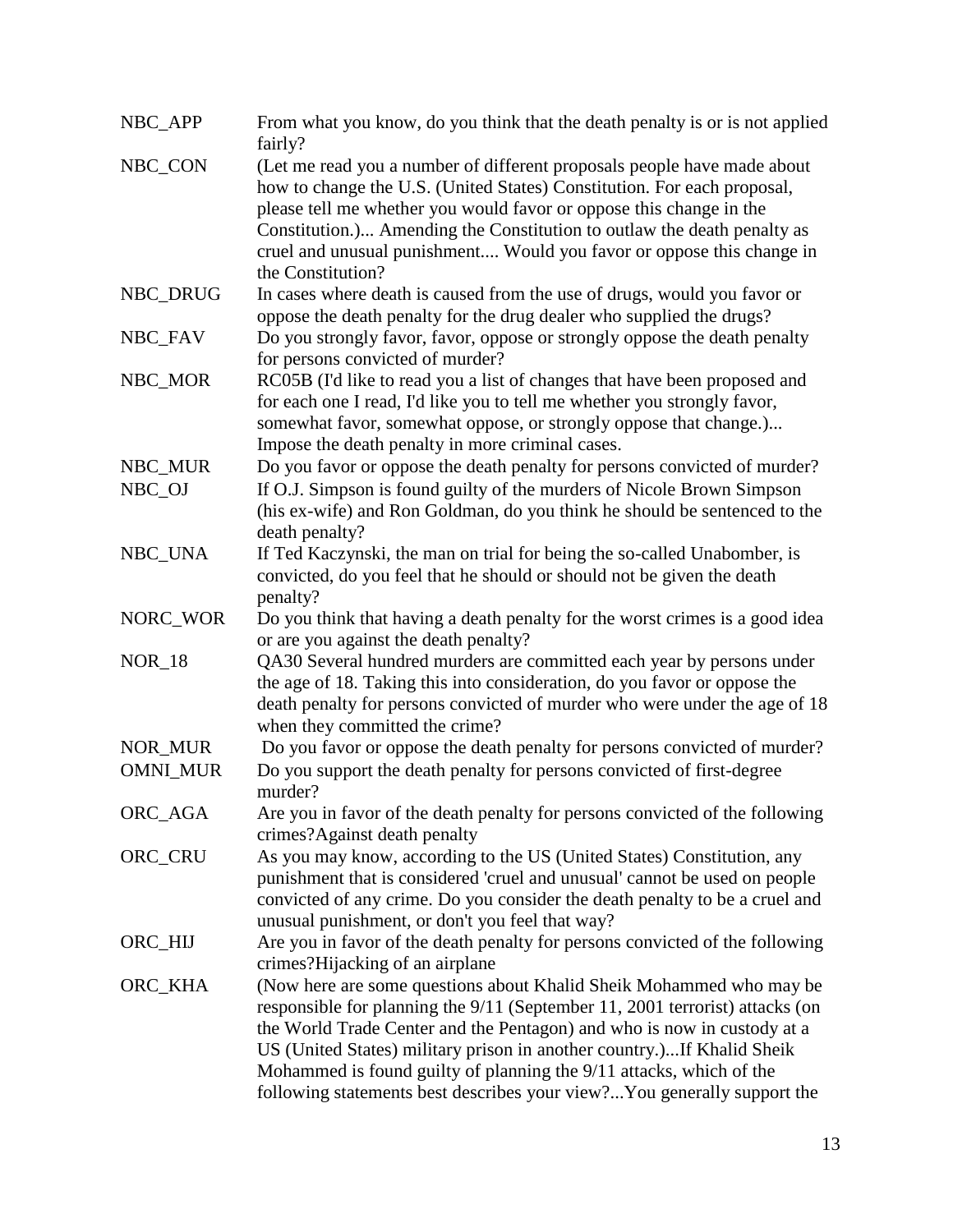| | |
|---|---|
| NBC_APP | From what you know, do you think that the death penalty is or is not applied fairly? |
| NBC_CON | (Let me read you a number of different proposals people have made about how to change the U.S. (United States) Constitution. For each proposal, please tell me whether you would favor or oppose this change in the Constitution.)... Amending the Constitution to outlaw the death penalty as cruel and unusual punishment.... Would you favor or oppose this change in the Constitution? |
| NBC_DRUG | In cases where death is caused from the use of drugs, would you favor or oppose the death penalty for the drug dealer who supplied the drugs? |
| NBC_FAV | Do you strongly favor, favor, oppose or strongly oppose the death penalty for persons convicted of murder? |
| NBC_MOR | RC05B (I'd like to read you a list of changes that have been proposed and for each one I read, I'd like you to tell me whether you strongly favor, somewhat favor, somewhat oppose, or strongly oppose that change.)... Impose the death penalty in more criminal cases. |
| NBC_MUR | Do you favor or oppose the death penalty for persons convicted of murder? |
| NBC_OJ | If O.J. Simpson is found guilty of the murders of Nicole Brown Simpson (his ex-wife) and Ron Goldman, do you think he should be sentenced to the death penalty? |
| NBC_UNA | If Ted Kaczynski, the man on trial for being the so-called Unabomber, is convicted, do you feel that he should or should not be given the death penalty? |
| NORC_WOR | Do you think that having a death penalty for the worst crimes is a good idea or are you against the death penalty? |
| NOR_18 | QA30 Several hundred murders are committed each year by persons under the age of 18. Taking this into consideration, do you favor or oppose the death penalty for persons convicted of murder who were under the age of 18 when they committed the crime? |
| NOR_MUR | Do you favor or oppose the death penalty for persons convicted of murder? |
| OMNI_MUR | Do you support the death penalty for persons convicted of first-degree murder? |
| ORC_AGA | Are you in favor of the death penalty for persons convicted of the following crimes?Against death penalty |
| ORC_CRU | As you may know, according to the US (United States) Constitution, any punishment that is considered 'cruel and unusual' cannot be used on people convicted of any crime. Do you consider the death penalty to be a cruel and unusual punishment, or don't you feel that way? |
| ORC_HIJ | Are you in favor of the death penalty for persons convicted of the following crimes?Hijacking of an airplane |
| ORC_KHA | (Now here are some questions about Khalid Sheik Mohammed who may be responsible for planning the 9/11 (September 11, 2001 terrorist) attacks (on the World Trade Center and the Pentagon) and who is now in custody at a US (United States) military prison in another country.)...If Khalid Sheik Mohammed is found guilty of planning the 9/11 attacks, which of the following statements best describes your view?...You generally support the |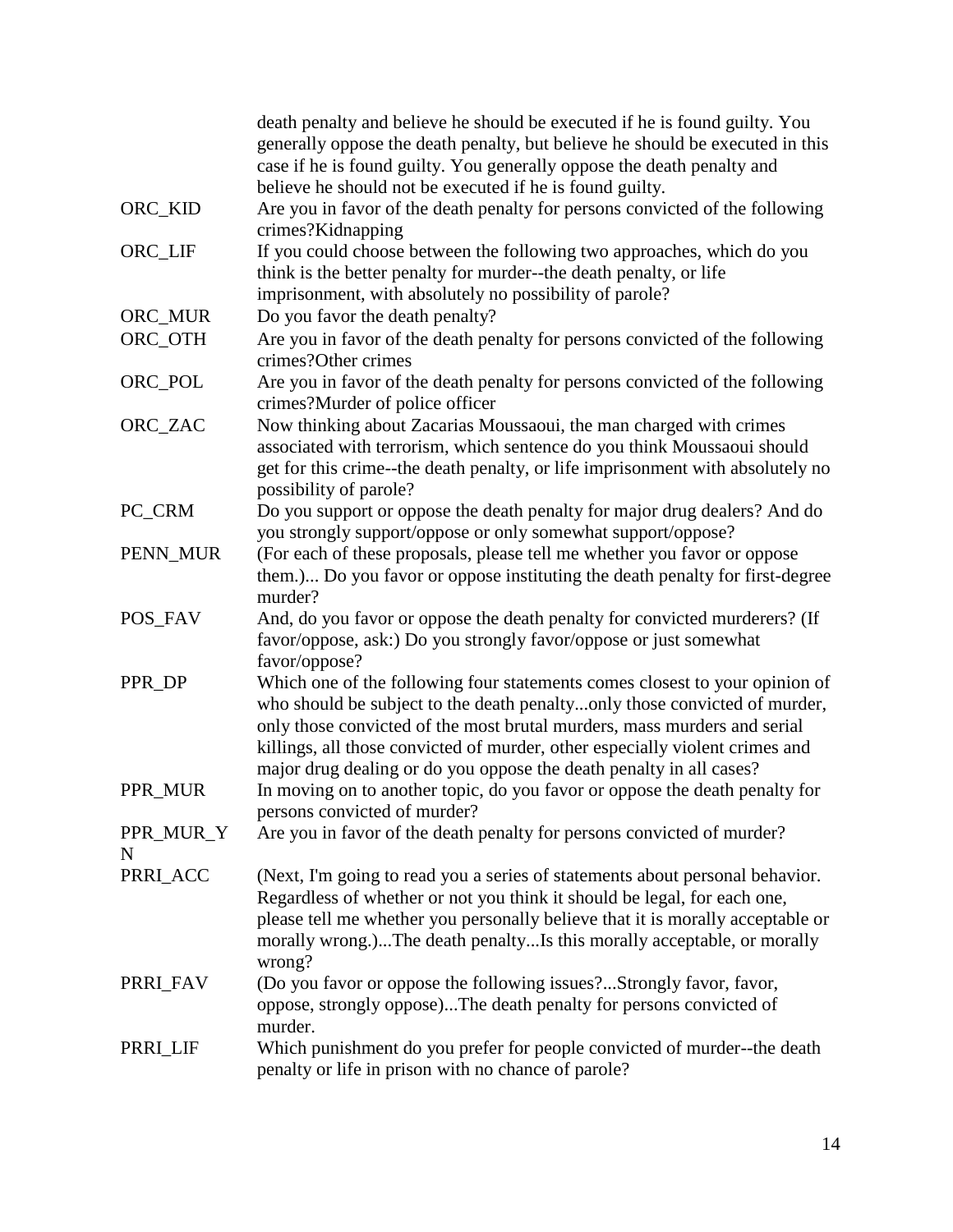| | |
|---|---|
| | death penalty and believe he should be executed if he is found guilty. You generally oppose the death penalty, but believe he should be executed in this case if he is found guilty. You generally oppose the death penalty and believe he should not be executed if he is found guilty. |
| ORC_KID | Are you in favor of the death penalty for persons convicted of the following crimes?Kidnapping |
| ORC_LIF | If you could choose between the following two approaches, which do you think is the better penalty for murder--the death penalty, or life imprisonment, with absolutely no possibility of parole? |
| ORC_MUR | Do you favor the death penalty? |
| ORC_OTH | Are you in favor of the death penalty for persons convicted of the following crimes?Other crimes |
| ORC_POL | Are you in favor of the death penalty for persons convicted of the following crimes?Murder of police officer |
| ORC_ZAC | Now thinking about Zacarias Moussaoui, the man charged with crimes associated with terrorism, which sentence do you think Moussaoui should get for this crime--the death penalty, or life imprisonment with absolutely no possibility of parole? |
| PC_CRM | Do you support or oppose the death penalty for major drug dealers? And do you strongly support/oppose or only somewhat support/oppose? |
| PENN_MUR | (For each of these proposals, please tell me whether you favor or oppose them.)... Do you favor or oppose instituting the death penalty for first-degree murder? |
| POS_FAV | And, do you favor or oppose the death penalty for convicted murderers? (If favor/oppose, ask:) Do you strongly favor/oppose or just somewhat favor/oppose? |
| PPR_DP | Which one of the following four statements comes closest to your opinion of who should be subject to the death penalty...only those convicted of murder, only those convicted of the most brutal murders, mass murders and serial killings, all those convicted of murder, other especially violent crimes and major drug dealing or do you oppose the death penalty in all cases? |
| PPR_MUR | In moving on to another topic, do you favor or oppose the death penalty for persons convicted of murder? |
| PPR_MUR_YN | Are you in favor of the death penalty for persons convicted of murder? |
| PRRI_ACC | (Next, I'm going to read you a series of statements about personal behavior. Regardless of whether or not you think it should be legal, for each one, please tell me whether you personally believe that it is morally acceptable or morally wrong.)...The death penalty...Is this morally acceptable, or morally wrong? |
| PRRI_FAV | (Do you favor or oppose the following issues?...Strongly favor, favor, oppose, strongly oppose)...The death penalty for persons convicted of murder. |
| PRRI_LIF | Which punishment do you prefer for people convicted of murder--the death penalty or life in prison with no chance of parole? |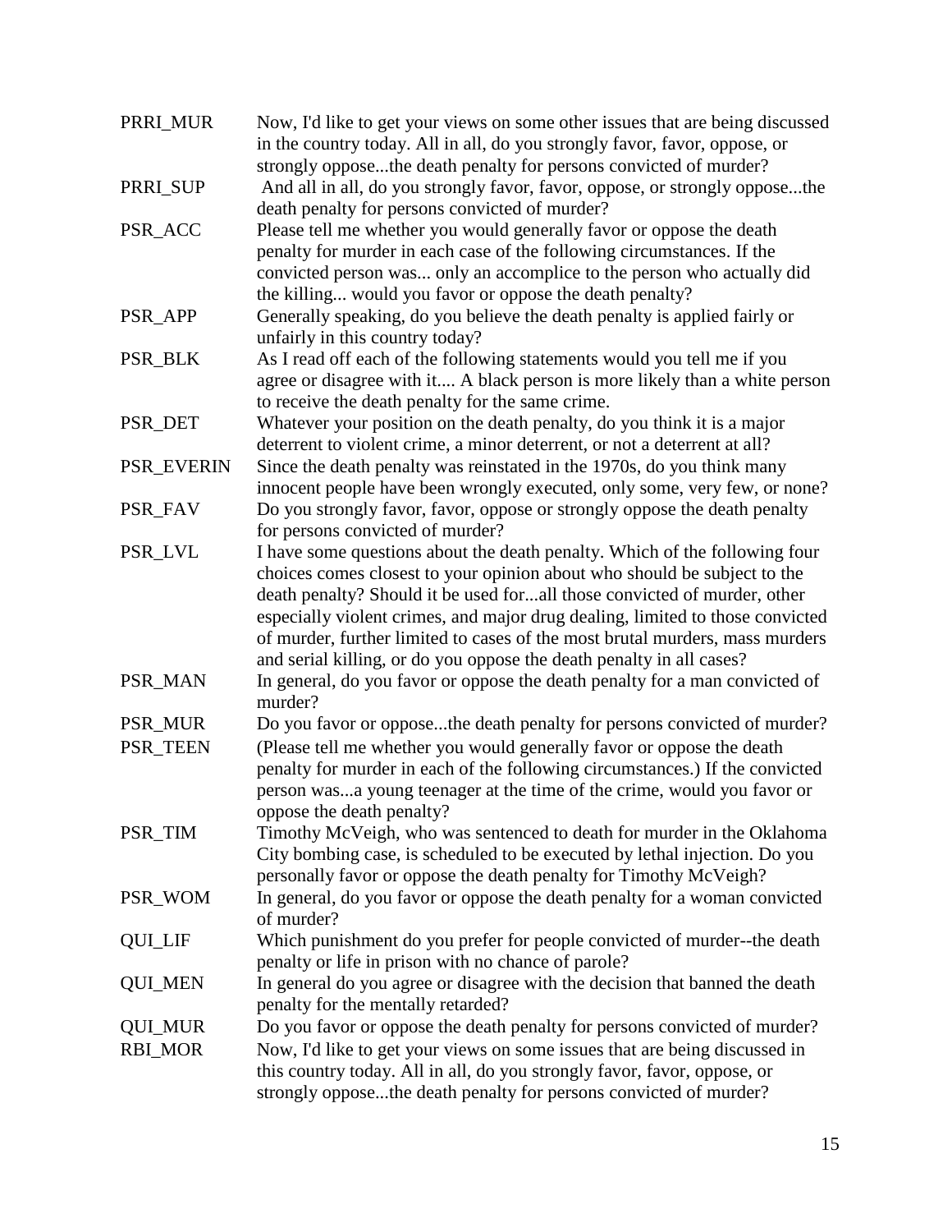| | |
|---|---|
| PRRI_MUR | Now, I'd like to get your views on some other issues that are being discussed in the country today. All in all, do you strongly favor, favor, oppose, or strongly oppose...the death penalty for persons convicted of murder? |
| PRRI_SUP | And all in all, do you strongly favor, favor, oppose, or strongly oppose...the death penalty for persons convicted of murder? |
| PSR_ACC | Please tell me whether you would generally favor or oppose the death penalty for murder in each case of the following circumstances. If the convicted person was... only an accomplice to the person who actually did the killing... would you favor or oppose the death penalty? |
| PSR_APP | Generally speaking, do you believe the death penalty is applied fairly or unfairly in this country today? |
| PSR_BLK | As I read off each of the following statements would you tell me if you agree or disagree with it.... A black person is more likely than a white person to receive the death penalty for the same crime. |
| PSR_DET | Whatever your position on the death penalty, do you think it is a major deterrent to violent crime, a minor deterrent, or not a deterrent at all? |
| PSR_EVERIN | Since the death penalty was reinstated in the 1970s, do you think many innocent people have been wrongly executed, only some, very few, or none? |
| PSR_FAV | Do you strongly favor, favor, oppose or strongly oppose the death penalty for persons convicted of murder? |
| PSR_LVL | I have some questions about the death penalty. Which of the following four choices comes closest to your opinion about who should be subject to the death penalty? Should it be used for...all those convicted of murder, other especially violent crimes, and major drug dealing, limited to those convicted of murder, further limited to cases of the most brutal murders, mass murders and serial killing, or do you oppose the death penalty in all cases? |
| PSR_MAN | In general, do you favor or oppose the death penalty for a man convicted of murder? |
| PSR_MUR | Do you favor or oppose...the death penalty for persons convicted of murder? |
| PSR_TEEN | (Please tell me whether you would generally favor or oppose the death penalty for murder in each of the following circumstances.) If the convicted person was...a young teenager at the time of the crime, would you favor or oppose the death penalty? |
| PSR_TIM | Timothy McVeigh, who was sentenced to death for murder in the Oklahoma City bombing case, is scheduled to be executed by lethal injection. Do you personally favor or oppose the death penalty for Timothy McVeigh? |
| PSR_WOM | In general, do you favor or oppose the death penalty for a woman convicted of murder? |
| QUI_LIF | Which punishment do you prefer for people convicted of murder--the death penalty or life in prison with no chance of parole? |
| QUI_MEN | In general do you agree or disagree with the decision that banned the death penalty for the mentally retarded? |
| QUI_MUR | Do you favor or oppose the death penalty for persons convicted of murder? |
| RBI_MOR | Now, I'd like to get your views on some issues that are being discussed in this country today. All in all, do you strongly favor, favor, oppose, or strongly oppose...the death penalty for persons convicted of murder? |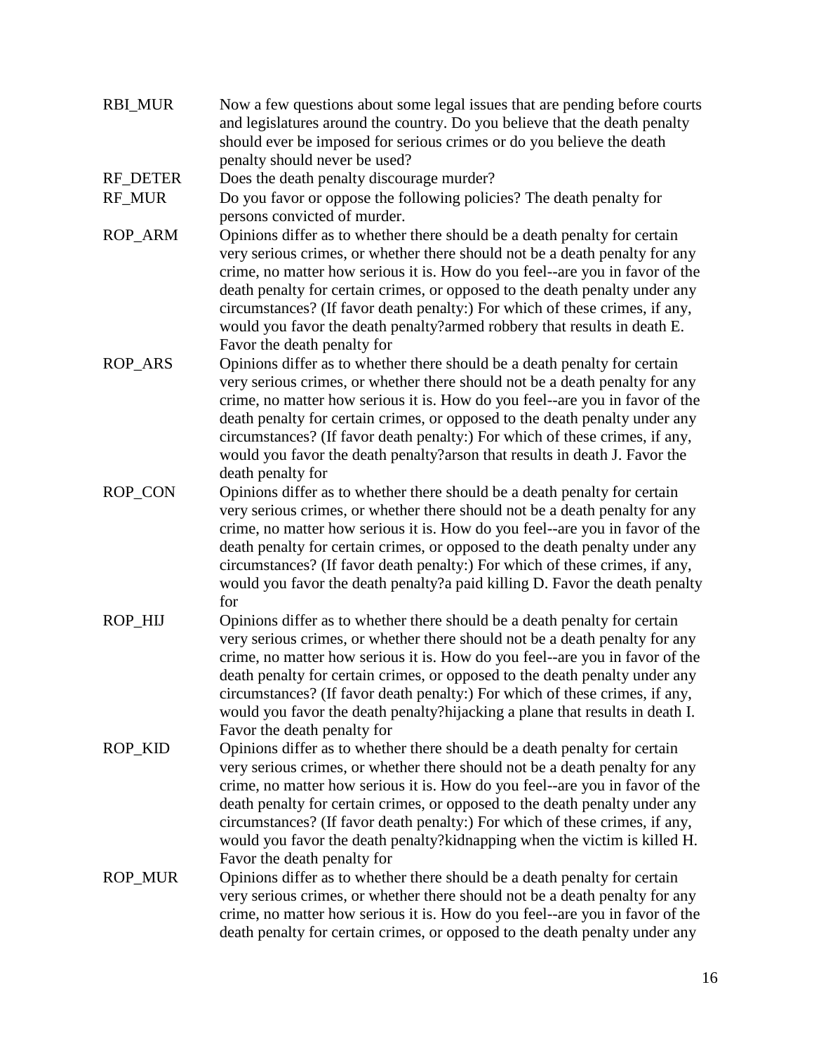| | |
|---|---|
| RBI_MUR | Now a few questions about some legal issues that are pending before courts and legislatures around the country. Do you believe that the death penalty should ever be imposed for serious crimes or do you believe the death penalty should never be used? |
| RF_DETER | Does the death penalty discourage murder? |
| RF_MUR | Do you favor or oppose the following policies? The death penalty for persons convicted of murder. |
| ROP_ARM | Opinions differ as to whether there should be a death penalty for certain very serious crimes, or whether there should not be a death penalty for any crime, no matter how serious it is. How do you feel--are you in favor of the death penalty for certain crimes, or opposed to the death penalty under any circumstances? (If favor death penalty:) For which of these crimes, if any, would you favor the death penalty?armed robbery that results in death E. Favor the death penalty for |
| ROP_ARS | Opinions differ as to whether there should be a death penalty for certain very serious crimes, or whether there should not be a death penalty for any crime, no matter how serious it is. How do you feel--are you in favor of the death penalty for certain crimes, or opposed to the death penalty under any circumstances? (If favor death penalty:) For which of these crimes, if any, would you favor the death penalty?arson that results in death J. Favor the death penalty for |
| ROP_CON | Opinions differ as to whether there should be a death penalty for certain very serious crimes, or whether there should not be a death penalty for any crime, no matter how serious it is. How do you feel--are you in favor of the death penalty for certain crimes, or opposed to the death penalty under any circumstances? (If favor death penalty:) For which of these crimes, if any, would you favor the death penalty?a paid killing D. Favor the death penalty for |
| ROP_HIJ | Opinions differ as to whether there should be a death penalty for certain very serious crimes, or whether there should not be a death penalty for any crime, no matter how serious it is. How do you feel--are you in favor of the death penalty for certain crimes, or opposed to the death penalty under any circumstances? (If favor death penalty:) For which of these crimes, if any, would you favor the death penalty?hijacking a plane that results in death I. Favor the death penalty for |
| ROP_KID | Opinions differ as to whether there should be a death penalty for certain very serious crimes, or whether there should not be a death penalty for any crime, no matter how serious it is. How do you feel--are you in favor of the death penalty for certain crimes, or opposed to the death penalty under any circumstances? (If favor death penalty:) For which of these crimes, if any, would you favor the death penalty?kidnapping when the victim is killed H. Favor the death penalty for |
| ROP_MUR | Opinions differ as to whether there should be a death penalty for certain very serious crimes, or whether there should not be a death penalty for any crime, no matter how serious it is. How do you feel--are you in favor of the death penalty for certain crimes, or opposed to the death penalty under any |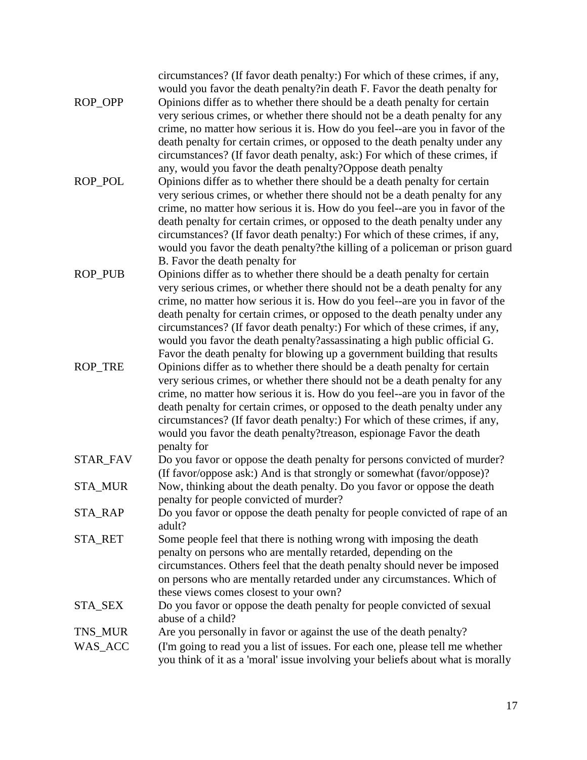|  |  |
| --- | --- |
|  | circumstances? (If favor death penalty:) For which of these crimes, if any, would you favor the death penalty?in death F. Favor the death penalty for |
| ROP_OPP | Opinions differ as to whether there should be a death penalty for certain very serious crimes, or whether there should not be a death penalty for any crime, no matter how serious it is. How do you feel--are you in favor of the death penalty for certain crimes, or opposed to the death penalty under any circumstances? (If favor death penalty, ask:) For which of these crimes, if any, would you favor the death penalty?Oppose death penalty |
| ROP_POL | Opinions differ as to whether there should be a death penalty for certain very serious crimes, or whether there should not be a death penalty for any crime, no matter how serious it is. How do you feel--are you in favor of the death penalty for certain crimes, or opposed to the death penalty under any circumstances? (If favor death penalty:) For which of these crimes, if any, would you favor the death penalty?the killing of a policeman or prison guard B. Favor the death penalty for |
| ROP_PUB | Opinions differ as to whether there should be a death penalty for certain very serious crimes, or whether there should not be a death penalty for any crime, no matter how serious it is. How do you feel--are you in favor of the death penalty for certain crimes, or opposed to the death penalty under any circumstances? (If favor death penalty:) For which of these crimes, if any, would you favor the death penalty?assassinating a high public official G. Favor the death penalty for blowing up a government building that results |
| ROP_TRE | Opinions differ as to whether there should be a death penalty for certain very serious crimes, or whether there should not be a death penalty for any crime, no matter how serious it is. How do you feel--are you in favor of the death penalty for certain crimes, or opposed to the death penalty under any circumstances? (If favor death penalty:) For which of these crimes, if any, would you favor the death penalty?treason, espionage Favor the death penalty for |
| STAR_FAV | Do you favor or oppose the death penalty for persons convicted of murder? (If favor/oppose ask:) And is that strongly or somewhat (favor/oppose)? |
| STA_MUR | Now, thinking about the death penalty. Do you favor or oppose the death penalty for people convicted of murder? |
| STA_RAP | Do you favor or oppose the death penalty for people convicted of rape of an adult? |
| STA_RET | Some people feel that there is nothing wrong with imposing the death penalty on persons who are mentally retarded, depending on the circumstances. Others feel that the death penalty should never be imposed on persons who are mentally retarded under any circumstances. Which of these views comes closest to your own? |
| STA_SEX | Do you favor or oppose the death penalty for people convicted of sexual abuse of a child? |
| TNS_MUR | Are you personally in favor or against the use of the death penalty? |
| WAS_ACC | (I'm going to read you a list of issues. For each one, please tell me whether you think of it as a 'moral' issue involving your beliefs about what is morally |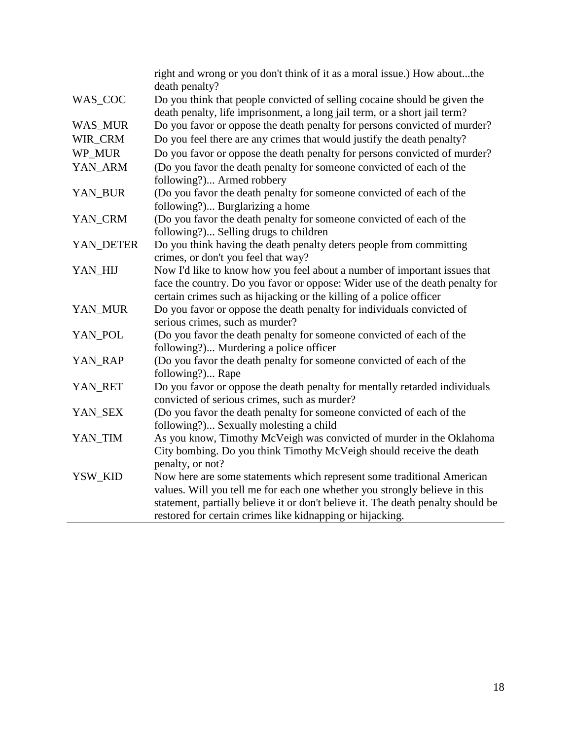| | |
|---|---|
| | right and wrong or you don't think of it as a moral issue.) How about...the death penalty? |
| WAS_COC | Do you think that people convicted of selling cocaine should be given the death penalty, life imprisonment, a long jail term, or a short jail term? |
| WAS_MUR | Do you favor or oppose the death penalty for persons convicted of murder? |
| WIR_CRM | Do you feel there are any crimes that would justify the death penalty? |
| WP_MUR | Do you favor or oppose the death penalty for persons convicted of murder? |
| YAN_ARM | (Do you favor the death penalty for someone convicted of each of the following?)... Armed robbery |
| YAN_BUR | (Do you favor the death penalty for someone convicted of each of the following?)... Burglarizing a home |
| YAN_CRM | (Do you favor the death penalty for someone convicted of each of the following?)... Selling drugs to children |
| YAN_DETER | Do you think having the death penalty deters people from committing crimes, or don't you feel that way? |
| YAN_HIJ | Now I'd like to know how you feel about a number of important issues that face the country. Do you favor or oppose: Wider use of the death penalty for certain crimes such as hijacking or the killing of a police officer |
| YAN_MUR | Do you favor or oppose the death penalty for individuals convicted of serious crimes, such as murder? |
| YAN_POL | (Do you favor the death penalty for someone convicted of each of the following?)... Murdering a police officer |
| YAN_RAP | (Do you favor the death penalty for someone convicted of each of the following?)... Rape |
| YAN_RET | Do you favor or oppose the death penalty for mentally retarded individuals convicted of serious crimes, such as murder? |
| YAN_SEX | (Do you favor the death penalty for someone convicted of each of the following?)... Sexually molesting a child |
| YAN_TIM | As you know, Timothy McVeigh was convicted of murder in the Oklahoma City bombing. Do you think Timothy McVeigh should receive the death penalty, or not? |
| YSW_KID | Now here are some statements which represent some traditional American values. Will you tell me for each one whether you strongly believe in this statement, partially believe it or don't believe it. The death penalty should be restored for certain crimes like kidnapping or hijacking. |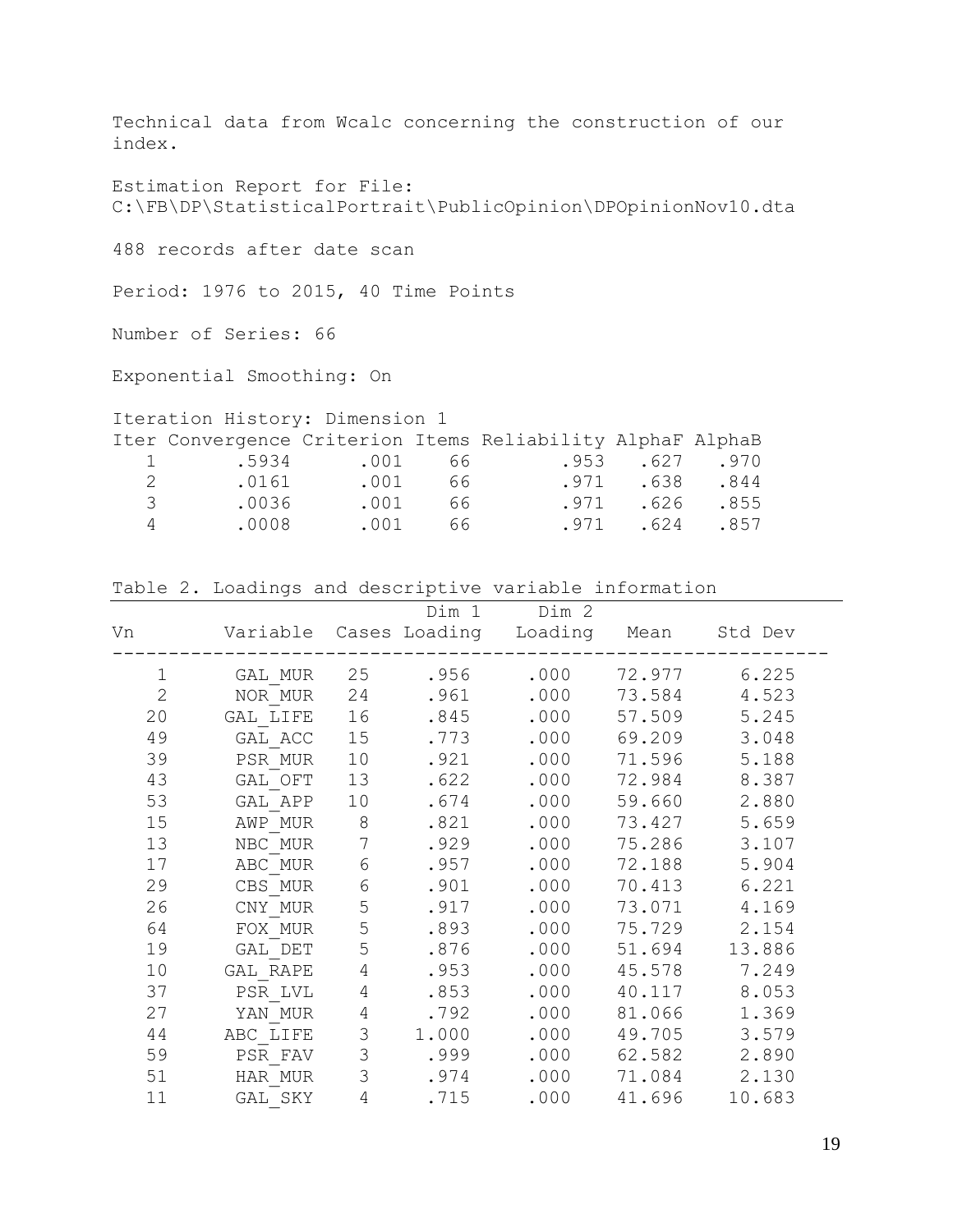Technical data from Wcalc concerning the construction of our index.

Estimation Report for File:
C:\FB\DP\StatisticalPortrait\PublicOpinion\DPOpinionNov10.dta

488 records after date scan

Period: 1976 to 2015, 40 Time Points

Number of Series: 66

Exponential Smoothing: On

Iteration History: Dimension 1

| Iter | Convergence | Criterion | Items | Reliability | AlphaF | AlphaB |
|---|---|---|---|---|---|---|
| 1 | .5934 | .001 | 66 | .953 | .627 | .970 |
| 2 | .0161 | .001 | 66 | .971 | .638 | .844 |
| 3 | .0036 | .001 | 66 | .971 | .626 | .855 |
| 4 | .0008 | .001 | 66 | .971 | .624 | .857 |

Table 2. Loadings and descriptive variable information

| Vn | Variable | Cases | Dim 1 Loading | Dim 2 Loading | Mean | Std Dev |
|---|---|---|---|---|---|---|
| 1 | GAL_MUR | 25 | .956 | .000 | 72.977 | 6.225 |
| 2 | NOR_MUR | 24 | .961 | .000 | 73.584 | 4.523 |
| 20 | GAL_LIFE | 16 | .845 | .000 | 57.509 | 5.245 |
| 49 | GAL_ACC | 15 | .773 | .000 | 69.209 | 3.048 |
| 39 | PSR_MUR | 10 | .921 | .000 | 71.596 | 5.188 |
| 43 | GAL_OFT | 13 | .622 | .000 | 72.984 | 8.387 |
| 53 | GAL_APP | 10 | .674 | .000 | 59.660 | 2.880 |
| 15 | AWP_MUR | 8 | .821 | .000 | 73.427 | 5.659 |
| 13 | NBC_MUR | 7 | .929 | .000 | 75.286 | 3.107 |
| 17 | ABC_MUR | 6 | .957 | .000 | 72.188 | 5.904 |
| 29 | CBS_MUR | 6 | .901 | .000 | 70.413 | 6.221 |
| 26 | CNY_MUR | 5 | .917 | .000 | 73.071 | 4.169 |
| 64 | FOX_MUR | 5 | .893 | .000 | 75.729 | 2.154 |
| 19 | GAL_DET | 5 | .876 | .000 | 51.694 | 13.886 |
| 10 | GAL_RAPE | 4 | .953 | .000 | 45.578 | 7.249 |
| 37 | PSR_LVL | 4 | .853 | .000 | 40.117 | 8.053 |
| 27 | YAN_MUR | 4 | .792 | .000 | 81.066 | 1.369 |
| 44 | ABC_LIFE | 3 | 1.000 | .000 | 49.705 | 3.579 |
| 59 | PSR_FAV | 3 | .999 | .000 | 62.582 | 2.890 |
| 51 | HAR_MUR | 3 | .974 | .000 | 71.084 | 2.130 |
| 11 | GAL_SKY | 4 | .715 | .000 | 41.696 | 10.683 |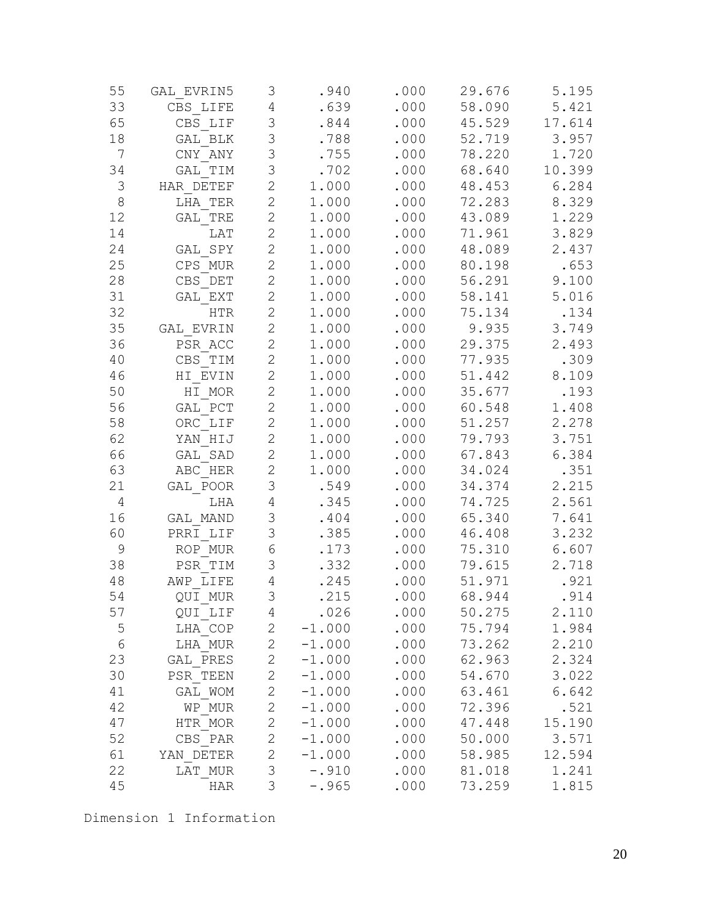| | | | | | | |
|---|---|---|---|---|---|---|
| 55 | GAL_EVRIN5 | 3 | .940 | .000 | 29.676 | 5.195 |
| 33 | CBS_LIFE | 4 | .639 | .000 | 58.090 | 5.421 |
| 65 | CBS_LIF | 3 | .844 | .000 | 45.529 | 17.614 |
| 18 | GAL_BLK | 3 | .788 | .000 | 52.719 | 3.957 |
| 7 | CNY_ANY | 3 | .755 | .000 | 78.220 | 1.720 |
| 34 | GAL_TIM | 3 | .702 | .000 | 68.640 | 10.399 |
| 3 | HAR_DETEF | 2 | 1.000 | .000 | 48.453 | 6.284 |
| 8 | LHA_TER | 2 | 1.000 | .000 | 72.283 | 8.329 |
| 12 | GAL_TRE | 2 | 1.000 | .000 | 43.089 | 1.229 |
| 14 | LAT | 2 | 1.000 | .000 | 71.961 | 3.829 |
| 24 | GAL_SPY | 2 | 1.000 | .000 | 48.089 | 2.437 |
| 25 | CPS_MUR | 2 | 1.000 | .000 | 80.198 | .653 |
| 28 | CBS_DET | 2 | 1.000 | .000 | 56.291 | 9.100 |
| 31 | GAL_EXT | 2 | 1.000 | .000 | 58.141 | 5.016 |
| 32 | HTR | 2 | 1.000 | .000 | 75.134 | .134 |
| 35 | GAL_EVRIN | 2 | 1.000 | .000 | 9.935 | 3.749 |
| 36 | PSR_ACC | 2 | 1.000 | .000 | 29.375 | 2.493 |
| 40 | CBS_TIM | 2 | 1.000 | .000 | 77.935 | .309 |
| 46 | HI_EVIN | 2 | 1.000 | .000 | 51.442 | 8.109 |
| 50 | HI_MOR | 2 | 1.000 | .000 | 35.677 | .193 |
| 56 | GAL_PCT | 2 | 1.000 | .000 | 60.548 | 1.408 |
| 58 | ORC_LIF | 2 | 1.000 | .000 | 51.257 | 2.278 |
| 62 | YAN_HIJ | 2 | 1.000 | .000 | 79.793 | 3.751 |
| 66 | GAL_SAD | 2 | 1.000 | .000 | 67.843 | 6.384 |
| 63 | ABC_HER | 2 | 1.000 | .000 | 34.024 | .351 |
| 21 | GAL_POOR | 3 | .549 | .000 | 34.374 | 2.215 |
| 4 | LHA | 4 | .345 | .000 | 74.725 | 2.561 |
| 16 | GAL_MAND | 3 | .404 | .000 | 65.340 | 7.641 |
| 60 | PRRI_LIF | 3 | .385 | .000 | 46.408 | 3.232 |
| 9 | ROP_MUR | 6 | .173 | .000 | 75.310 | 6.607 |
| 38 | PSR_TIM | 3 | .332 | .000 | 79.615 | 2.718 |
| 48 | AWP_LIFE | 4 | .245 | .000 | 51.971 | .921 |
| 54 | QUI_MUR | 3 | .215 | .000 | 68.944 | .914 |
| 57 | QUI_LIF | 4 | .026 | .000 | 50.275 | 2.110 |
| 5 | LHA_COP | 2 | -1.000 | .000 | 75.794 | 1.984 |
| 6 | LHA_MUR | 2 | -1.000 | .000 | 73.262 | 2.210 |
| 23 | GAL_PRES | 2 | -1.000 | .000 | 62.963 | 2.324 |
| 30 | PSR_TEEN | 2 | -1.000 | .000 | 54.670 | 3.022 |
| 41 | GAL_WOM | 2 | -1.000 | .000 | 63.461 | 6.642 |
| 42 | WP_MUR | 2 | -1.000 | .000 | 72.396 | .521 |
| 47 | HTR_MOR | 2 | -1.000 | .000 | 47.448 | 15.190 |
| 52 | CBS_PAR | 2 | -1.000 | .000 | 50.000 | 3.571 |
| 61 | YAN_DETER | 2 | -1.000 | .000 | 58.985 | 12.594 |
| 22 | LAT_MUR | 3 | -.910 | .000 | 81.018 | 1.241 |
| 45 | HAR | 3 | -.965 | .000 | 73.259 | 1.815 |

Dimension 1 Information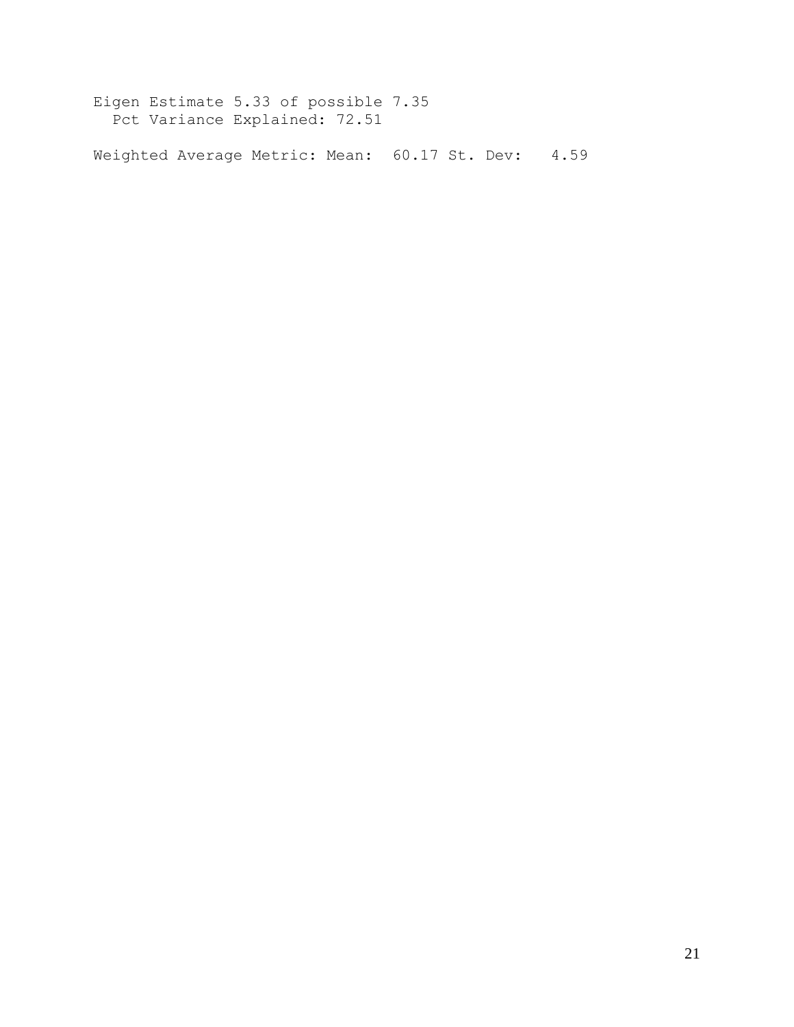```
Eigen Estimate 5.33 of possible 7.35
  Pct Variance Explained: 72.51

Weighted Average Metric: Mean:  60.17 St. Dev:   4.59
```